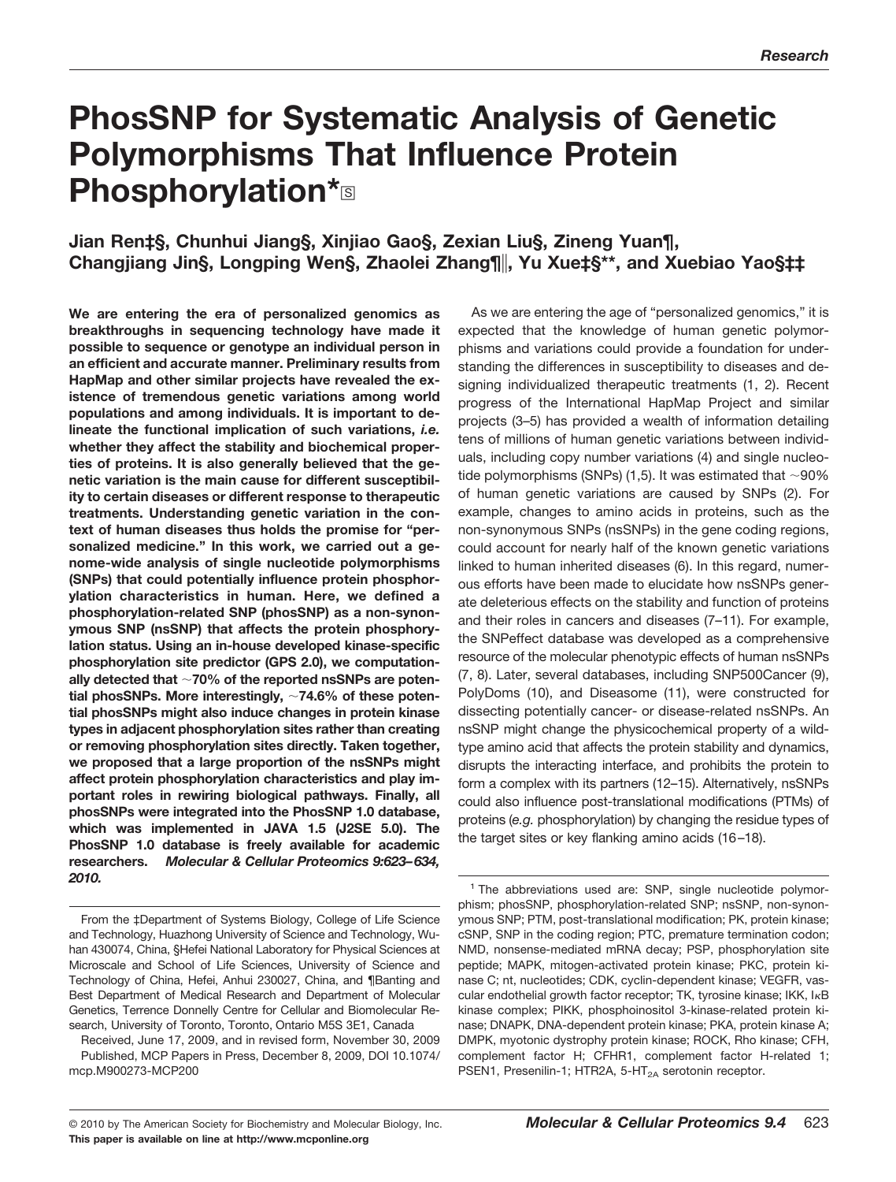# PhosSNP for Systematic Analysis of Genetic Polymorphisms That Influence Protein Phosphorylation*

**Jian Ren‡§, Chunhui Jiang§, Xinjiao Gao§, Zexian Liu§, Zineng Yuan¶, Changjiang Jin§, Longping Wen§, Zhaolei Zhang¶‖, Yu Xue‡§**, and Xuebiao Yao§‡‡**

**We are entering the era of personalized genomics as breakthroughs in sequencing technology have made it possible to sequence or genotype an individual person in an efficient and accurate manner. Preliminary results from HapMap and other similar projects have revealed the existence of tremendous genetic variations among world populations and among individuals. It is important to delineate the functional implication of such variations, *i.e.* whether they affect the stability and biochemical properties of proteins. It is also generally believed that the genetic variation is the main cause for different susceptibility to certain diseases or different response to therapeutic treatments. Understanding genetic variation in the context of human diseases thus holds the promise for "personalized medicine." In this work, we carried out a genome-wide analysis of single nucleotide polymorphisms (SNPs) that could potentially influence protein phosphorylation characteristics in human. Here, we defined a phosphorylation-related SNP (phosSNP) as a non-synonymous SNP (nsSNP) that affects the protein phosphorylation status. Using an in-house developed kinase-specific phosphorylation site predictor (GPS 2.0), we computationally detected that ~70% of the reported nsSNPs are potential phosSNPs. More interestingly, ~74.6% of these potential phosSNPs might also induce changes in protein kinase types in adjacent phosphorylation sites rather than creating or removing phosphorylation sites directly. Taken together, we proposed that a large proportion of the nsSNPs might affect protein phosphorylation characteristics and play important roles in rewiring biological pathways. Finally, all phosSNPs were integrated into the PhosSNP 1.0 database, which was implemented in JAVA 1.5 (J2SE 5.0). The PhosSNP 1.0 database is freely available for academic researchers.** *Molecular & Cellular Proteomics 9:623–634, 2010.*

As we are entering the age of "personalized genomics," it is expected that the knowledge of human genetic polymorphisms and variations could provide a foundation for understanding the differences in susceptibility to diseases and designing individualized therapeutic treatments (1, 2). Recent progress of the International HapMap Project and similar projects (3–5) has provided a wealth of information detailing tens of millions of human genetic variations between individuals, including copy number variations (4) and single nucleotide polymorphisms (SNPs) (1,5). It was estimated that ~90% of human genetic variations are caused by SNPs (2). For example, changes to amino acids in proteins, such as the non-synonymous SNPs (nsSNPs) in the gene coding regions, could account for nearly half of the known genetic variations linked to human inherited diseases (6). In this regard, numerous efforts have been made to elucidate how nsSNPs generate deleterious effects on the stability and function of proteins and their roles in cancers and diseases (7–11). For example, the SNPeffect database was developed as a comprehensive resource of the molecular phenotypic effects of human nsSNPs (7, 8). Later, several databases, including SNP500Cancer (9), PolyDoms (10), and Diseasome (11), were constructed for dissecting potentially cancer- or disease-related nsSNPs. An nsSNP might change the physicochemical property of a wild-type amino acid that affects the protein stability and dynamics, disrupts the interacting interface, and prohibits the protein to form a complex with its partners (12–15). Alternatively, nsSNPs could also influence post-translational modifications (PTMs) of proteins (*e.g.* phosphorylation) by changing the residue types of the target sites or key flanking amino acids (16–18).

From the ‡Department of Systems Biology, College of Life Science and Technology, Huazhong University of Science and Technology, Wuhan 430074, China, §Hefei National Laboratory for Physical Sciences at Microscale and School of Life Sciences, University of Science and Technology of China, Hefei, Anhui 230027, China, and ¶Banting and Best Department of Medical Research and Department of Molecular Genetics, Terrence Donnelly Centre for Cellular and Biomolecular Research, University of Toronto, Toronto, Ontario M5S 3E1, Canada

Received, June 17, 2009, and in revised form, November 30, 2009

Published, MCP Papers in Press, December 8, 2009, DOI 10.1074/mcp.M900273-MCP200

[1] The abbreviations used are: SNP, single nucleotide polymorphism; phosSNP, phosphorylation-related SNP; nsSNP, non-synonymous SNP; PTM, post-translational modification; PK, protein kinase; cSNP, SNP in the coding region; PTC, premature termination codon; NMD, nonsense-mediated mRNA decay; PSP, phosphorylation site peptide; MAPK, mitogen-activated protein kinase; PKC, protein kinase C; nt, nucleotides; CDK, cyclin-dependent kinase; VEGFR, vascular endothelial growth factor receptor; TK, tyrosine kinase; IKK, IκB kinase complex; PIKK, phosphoinositol 3-kinase-related protein kinase; DNAPK, DNA-dependent protein kinase; PKA, protein kinase A; DMPK, myotonic dystrophy protein kinase; ROCK, Rho kinase; CFH, complement factor H; CFHR1, complement factor H-related 1; PSEN1, Presenilin-1; HTR2A, 5-$HT_{2A}$ serotonin receptor.

© 2010 by The American Society for Biochemistry and Molecular Biology, Inc.
This paper is available on line at http://www.mcponline.org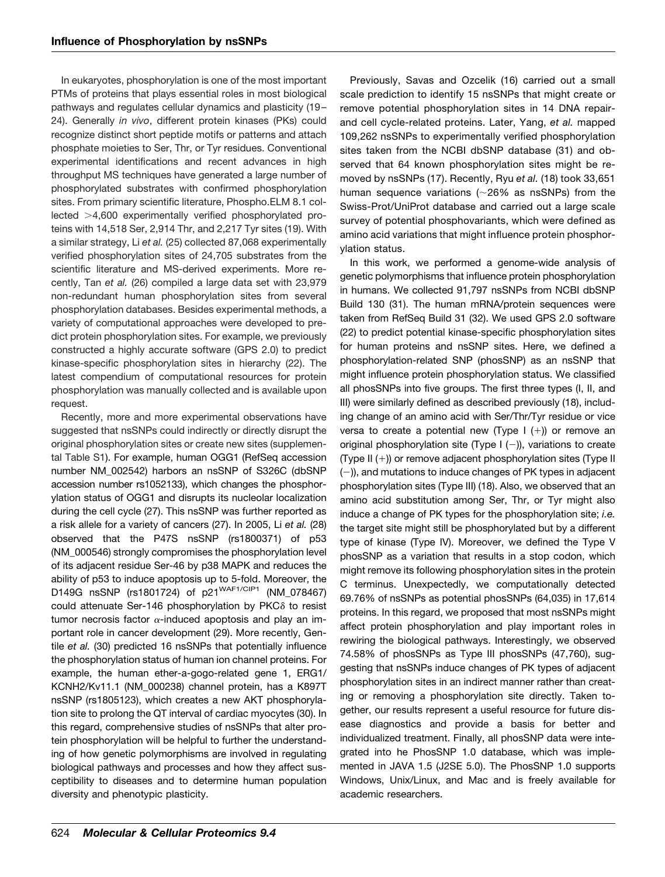In eukaryotes, phosphorylation is one of the most important PTMs of proteins that plays essential roles in most biological pathways and regulates cellular dynamics and plasticity (19–24). Generally *in vivo*, different protein kinases (PKs) could recognize distinct short peptide motifs or patterns and attach phosphate moieties to Ser, Thr, or Tyr residues. Conventional experimental identifications and recent advances in high throughput MS techniques have generated a large number of phosphorylated substrates with confirmed phosphorylation sites. From primary scientific literature, Phospho.ELM 8.1 collected >4,600 experimentally verified phosphorylated proteins with 14,518 Ser, 2,914 Thr, and 2,217 Tyr sites (19). With a similar strategy, Li *et al.* (25) collected 87,068 experimentally verified phosphorylation sites of 24,705 substrates from the scientific literature and MS-derived experiments. More recently, Tan *et al.* (26) compiled a large data set with 23,979 non-redundant human phosphorylation sites from several phosphorylation databases. Besides experimental methods, a variety of computational approaches were developed to predict protein phosphorylation sites. For example, we previously constructed a highly accurate software (GPS 2.0) to predict kinase-specific phosphorylation sites in hierarchy (22). The latest compendium of computational resources for protein phosphorylation was manually collected and is available upon request.

Recently, more and more experimental observations have suggested that nsSNPs could indirectly or directly disrupt the original phosphorylation sites or create new sites (supplemental Table S1). For example, human OGG1 (RefSeq accession number NM_002542) harbors an nsSNP of S326C (dbSNP accession number rs1052133), which changes the phosphorylation status of OGG1 and disrupts its nucleolar localization during the cell cycle (27). This nsSNP was further reported as a risk allele for a variety of cancers (27). In 2005, Li *et al.* (28) observed that the P47S nsSNP (rs1800371) of p53 (NM_000546) strongly compromises the phosphorylation level of its adjacent residue Ser-46 by p38 MAPK and reduces the ability of p53 to induce apoptosis up to 5-fold. Moreover, the D149G nsSNP (rs1801724) of p21$^{WAF1/CIP1}$ (NM_078467) could attenuate Ser-146 phosphorylation by PKC$\delta$ to resist tumor necrosis factor $\alpha$-induced apoptosis and play an important role in cancer development (29). More recently, Gentile *et al.* (30) predicted 16 nsSNPs that potentially influence the phosphorylation status of human ion channel proteins. For example, the human ether-a-gogo-related gene 1, ERG1/KCNH2/Kv11.1 (NM_000238) channel protein, has a K897T nsSNP (rs1805123), which creates a new AKT phosphorylation site to prolong the QT interval of cardiac myocytes (30). In this regard, comprehensive studies of nsSNPs that alter protein phosphorylation will be helpful to further the understanding of how genetic polymorphisms are involved in regulating biological pathways and processes and how they affect susceptibility to diseases and to determine human population diversity and phenotypic plasticity.

Previously, Savas and Ozcelik (16) carried out a small scale prediction to identify 15 nsSNPs that might create or remove potential phosphorylation sites in 14 DNA repair- and cell cycle-related proteins. Later, Yang, *et al.* mapped 109,262 nsSNPs to experimentally verified phosphorylation sites taken from the NCBI dbSNP database (31) and observed that 64 known phosphorylation sites might be removed by nsSNPs (17). Recently, Ryu *et al.* (18) took 33,651 human sequence variations (~26% as nsSNPs) from the Swiss-Prot/UniProt database and carried out a large scale survey of potential phosphovariants, which were defined as amino acid variations that might influence protein phosphorylation status.

In this work, we performed a genome-wide analysis of genetic polymorphisms that influence protein phosphorylation in humans. We collected 91,797 nsSNPs from NCBI dbSNP Build 130 (31). The human mRNA/protein sequences were taken from RefSeq Build 31 (32). We used GPS 2.0 software (22) to predict potential kinase-specific phosphorylation sites for human proteins and nsSNP sites. Here, we defined a phosphorylation-related SNP (phosSNP) as an nsSNP that might influence protein phosphorylation status. We classified all phosSNPs into five groups. The first three types (I, II, and III) were similarly defined as described previously (18), including change of an amino acid with Ser/Thr/Tyr residue or vice versa to create a potential new (Type I (+)) or remove an original phosphorylation site (Type I (−)), variations to create (Type II (+)) or remove adjacent phosphorylation sites (Type II (−)), and mutations to induce changes of PK types in adjacent phosphorylation sites (Type III) (18). Also, we observed that an amino acid substitution among Ser, Thr, or Tyr might also induce a change of PK types for the phosphorylation site; *i.e.* the target site might still be phosphorylated but by a different type of kinase (Type IV). Moreover, we defined the Type V phosSNP as a variation that results in a stop codon, which might remove its following phosphorylation sites in the protein C terminus. Unexpectedly, we computationally detected 69.76% of nsSNPs as potential phosSNPs (64,035) in 17,614 proteins. In this regard, we proposed that most nsSNPs might affect protein phosphorylation and play important roles in rewiring the biological pathways. Interestingly, we observed 74.58% of phosSNPs as Type III phosSNPs (47,760), suggesting that nsSNPs induce changes of PK types of adjacent phosphorylation sites in an indirect manner rather than creating or removing a phosphorylation site directly. Taken together, our results represent a useful resource for future disease diagnostics and provide a basis for better and individualized treatment. Finally, all phosSNP data were integrated into he PhosSNP 1.0 database, which was implemented in JAVA 1.5 (J2SE 5.0). The PhosSNP 1.0 supports Windows, Unix/Linux, and Mac and is freely available for academic researchers.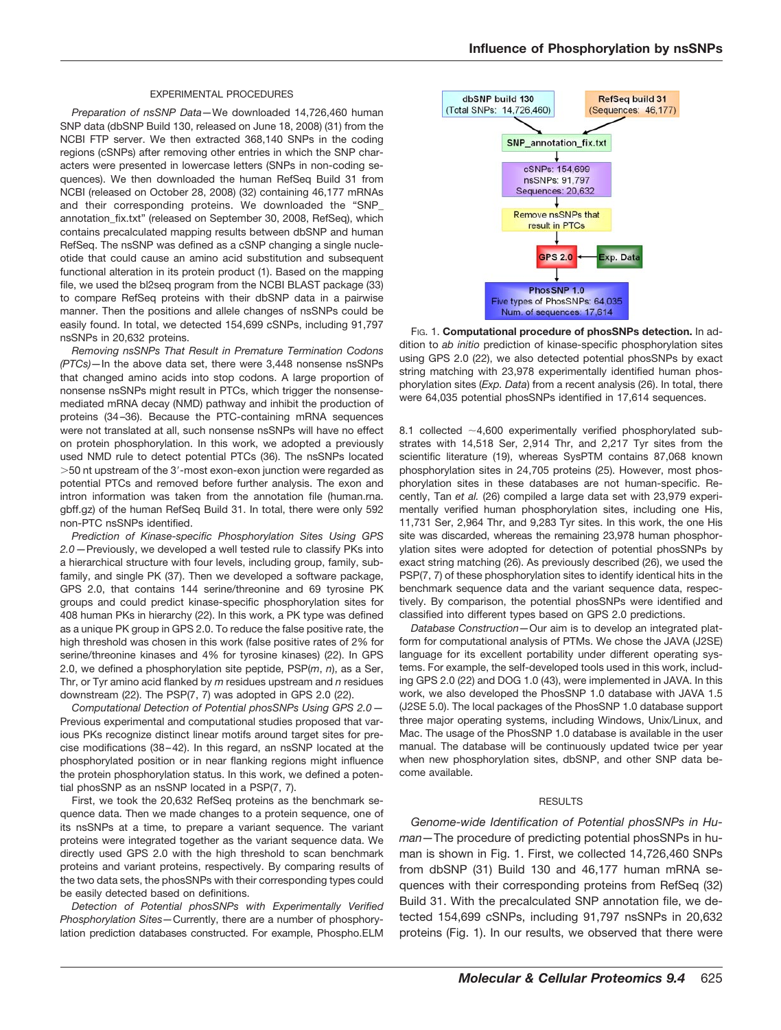## EXPERIMENTAL PROCEDURES

*Preparation of nsSNP Data*—We downloaded 14,726,460 human SNP data (dbSNP Build 130, released on June 18, 2008) (31) from the NCBI FTP server. We then extracted 368,140 SNPs in the coding regions (cSNPs) after removing other entries in which the SNP characters were presented in lowercase letters (SNPs in non-coding sequences). We then downloaded the human RefSeq Build 31 from NCBI (released on October 28, 2008) (32) containing 46,177 mRNAs and their corresponding proteins. We downloaded the "SNP_annotation_fix.txt" (released on September 30, 2008, RefSeq), which contains precalculated mapping results between dbSNP and human RefSeq. The nsSNP was defined as a cSNP changing a single nucleotide that could cause an amino acid substitution and subsequent functional alteration in its protein product (1). Based on the mapping file, we used the bl2seq program from the NCBI BLAST package (33) to compare RefSeq proteins with their dbSNP data in a pairwise manner. Then the positions and allele changes of nsSNPs could be easily found. In total, we detected 154,699 cSNPs, including 91,797 nsSNPs in 20,632 proteins.

*Removing nsSNPs That Result in Premature Termination Codons (PTCs)*—In the above data set, there were 3,448 nonsense nsSNPs that changed amino acids into stop codons. A large proportion of nonsense nsSNPs might result in PTCs, which trigger the nonsense-mediated mRNA decay (NMD) pathway and inhibit the production of proteins (34–36). Because the PTC-containing mRNA sequences were not translated at all, such nonsense nsSNPs will have no effect on protein phosphorylation. In this work, we adopted a previously used NMD rule to detect potential PTCs (36). The nsSNPs located >50 nt upstream of the 3′-most exon-exon junction were regarded as potential PTCs and removed before further analysis. The exon and intron information was taken from the annotation file (human.rna.gbff.gz) of the human RefSeq Build 31. In total, there were only 592 non-PTC nsSNPs identified.

*Prediction of Kinase-specific Phosphorylation Sites Using GPS 2.0*—Previously, we developed a well tested rule to classify PKs into a hierarchical structure with four levels, including group, family, subfamily, and single PK (37). Then we developed a software package, GPS 2.0, that contains 144 serine/threonine and 69 tyrosine PK groups and could predict kinase-specific phosphorylation sites for 408 human PKs in hierarchy (22). In this work, a PK type was defined as a unique PK group in GPS 2.0. To reduce the false positive rate, the high threshold was chosen in this work (false positive rates of 2% for serine/threonine kinases and 4% for tyrosine kinases) (22). In GPS 2.0, we defined a phosphorylation site peptide, PSP($m$, $n$), as a Ser, Thr, or Tyr amino acid flanked by $m$ residues upstream and $n$ residues downstream (22). The PSP(7, 7) was adopted in GPS 2.0 (22).

*Computational Detection of Potential phosSNPs Using GPS 2.0*—Previous experimental and computational studies proposed that various PKs recognize distinct linear motifs around target sites for precise modifications (38–42). In this regard, an nsSNP located at the phosphorylated position or in near flanking regions might influence the protein phosphorylation status. In this work, we defined a potential phosSNP as an nsSNP located in a PSP(7, 7).

First, we took the 20,632 RefSeq proteins as the benchmark sequence data. Then we made changes to a protein sequence, one of its nsSNPs at a time, to prepare a variant sequence. The variant proteins were integrated together as the variant sequence data. We directly used GPS 2.0 with the high threshold to scan benchmark proteins and variant proteins, respectively. By comparing results of the two data sets, the phosSNPs with their corresponding types could be easily detected based on definitions.

*Detection of Potential phosSNPs with Experimentally Verified Phosphorylation Sites*—Currently, there are a number of phosphorylation prediction databases constructed. For example, Phospho.ELM 8.1 collected ~4,600 experimentally verified phosphorylated substrates with 14,518 Ser, 2,914 Thr, and 2,217 Tyr sites from the scientific literature (19), whereas SysPTM contains 87,068 known phosphorylation sites in 24,705 proteins (25). However, most phosphorylation sites in these databases are not human-specific. Recently, Tan *et al.* (26) compiled a large data set with 23,979 experimentally verified human phosphorylation sites, including one His, 11,731 Ser, 2,964 Thr, and 9,283 Tyr sites. In this work, the one His site was discarded, whereas the remaining 23,978 human phosphorylation sites were adopted for detection of potential phosSNPs by exact string matching (26). As previously described (26), we used the PSP(7, 7) of these phosphorylation sites to identify identical hits in the benchmark sequence data and the variant sequence data, respectively. By comparison, the potential phosSNPs were identified and classified into different types based on GPS 2.0 predictions.

*Database Construction*—Our aim is to develop an integrated platform for computational analysis of PTMs. We chose the JAVA (J2SE) language for its excellent portability under different operating systems. For example, the self-developed tools used in this work, including GPS 2.0 (22) and DOG 1.0 (43), were implemented in JAVA. In this work, we also developed the PhosSNP 1.0 database with JAVA 1.5 (J2SE 5.0). The local packages of the PhosSNP 1.0 database support three major operating systems, including Windows, Unix/Linux, and Mac. The usage of the PhosSNP 1.0 database is available in the user manual. The database will be continuously updated twice per year when new phosphorylation sites, dbSNP, and other SNP data become available.

dbSNP build 130 (Total SNPs: 14,726,460) → RefSeq build 31 (Sequences: 46,177) → SNP_annotation_fix.txt → cSNPs: 154,699; nsSNPs: 91,797; Sequences: 20,632 → Remove nsSNPs that result in PTCs → GPS 2.0 ← Exp. Data → PhosSNP 1.0: Five types of PhosSNPs: 64,035; Num. of sequences: 17,614

FIG. 1. **Computational procedure of phosSNPs detection.** In addition to *ab initio* prediction of kinase-specific phosphorylation sites using GPS 2.0 (22), we also detected potential phosSNPs by exact string matching with 23,978 experimentally identified human phosphorylation sites (*Exp. Data*) from a recent analysis (26). In total, there were 64,035 potential phosSNPs identified in 17,614 sequences.

## RESULTS

*Genome-wide Identification of Potential phosSNPs in Human*—The procedure of predicting potential phosSNPs in human is shown in Fig. 1. First, we collected 14,726,460 SNPs from dbSNP (31) Build 130 and 46,177 human mRNA sequences with their corresponding proteins from RefSeq (32) Build 31. With the precalculated SNP annotation file, we detected 154,699 cSNPs, including 91,797 nsSNPs in 20,632 proteins (Fig. 1). In our results, we observed that there were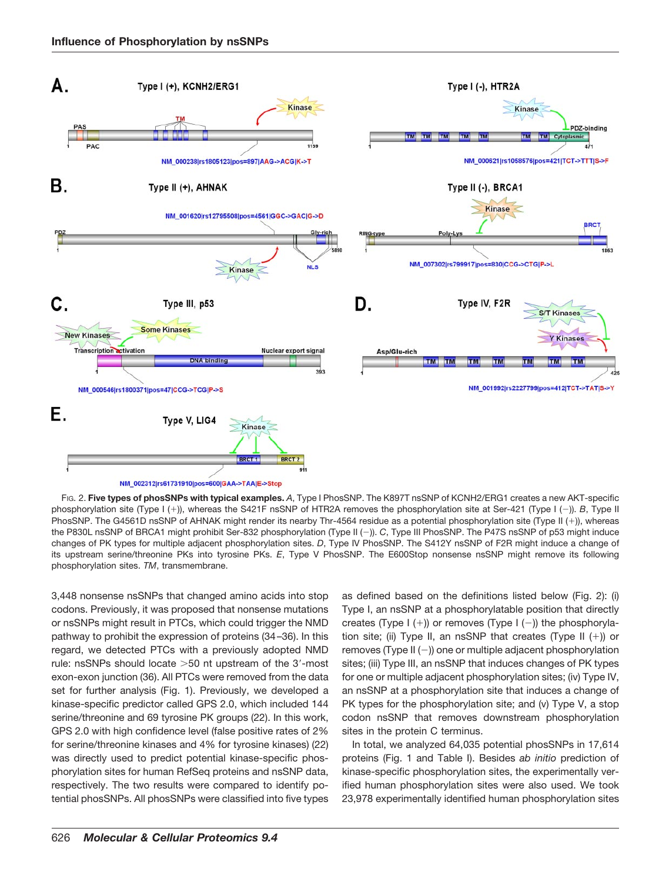Fig. 2. **Five types of phosSNPs with typical examples.** *A*, Type I PhosSNP. The K897T nsSNP of KCNH2/ERG1 creates a new AKT-specific phosphorylation site (Type I (+)), whereas the S421F nsSNP of HTR2A removes the phosphorylation site at Ser-421 (Type I (−)). *B*, Type II PhosSNP. The G4561D nsSNP of AHNAK might render its nearby Thr-4564 residue as a potential phosphorylation site (Type II (+)), whereas the P830L nsSNP of BRCA1 might prohibit Ser-832 phosphorylation (Type II (−)). *C*, Type III PhosSNP. The P47S nsSNP of p53 might induce changes of PK types for multiple adjacent phosphorylation sites. *D*, Type IV PhosSNP. The S412Y nsSNP of F2R might induce a change of its upstream serine/threonine PKs into tyrosine PKs. *E*, Type V PhosSNP. The E600Stop nonsense nsSNP might remove its following phosphorylation sites. *TM*, transmembrane.

3,448 nonsense nsSNPs that changed amino acids into stop codons. Previously, it was proposed that nonsense mutations or nsSNPs might result in PTCs, which could trigger the NMD pathway to prohibit the expression of proteins (34–36). In this regard, we detected PTCs with a previously adopted NMD rule: nsSNPs should locate >50 nt upstream of the 3′-most exon-exon junction (36). All PTCs were removed from the data set for further analysis (Fig. 1). Previously, we developed a kinase-specific predictor called GPS 2.0, which included 144 serine/threonine and 69 tyrosine PK groups (22). In this work, GPS 2.0 with high confidence level (false positive rates of 2% for serine/threonine kinases and 4% for tyrosine kinases) (22) was directly used to predict potential kinase-specific phosphorylation sites for human RefSeq proteins and nsSNP data, respectively. The two results were compared to identify potential phosSNPs. All phosSNPs were classified into five types as defined based on the definitions listed below (Fig. 2): (i) Type I, an nsSNP at a phosphorylatable position that directly creates (Type I (+)) or removes (Type I (−)) the phosphorylation site; (ii) Type II, an nsSNP that creates (Type II (+)) or removes (Type II (−)) one or multiple adjacent phosphorylation sites; (iii) Type III, an nsSNP that induces changes of PK types for one or multiple adjacent phosphorylation sites; (iv) Type IV, an nsSNP at a phosphorylation site that induces a change of PK types for the phosphorylation site; and (v) Type V, a stop codon nsSNP that removes downstream phosphorylation sites in the protein C terminus.

In total, we analyzed 64,035 potential phosSNPs in 17,614 proteins (Fig. 1 and Table I). Besides *ab initio* prediction of kinase-specific phosphorylation sites, the experimentally verified human phosphorylation sites were also used. We took 23,978 experimentally identified human phosphorylation sites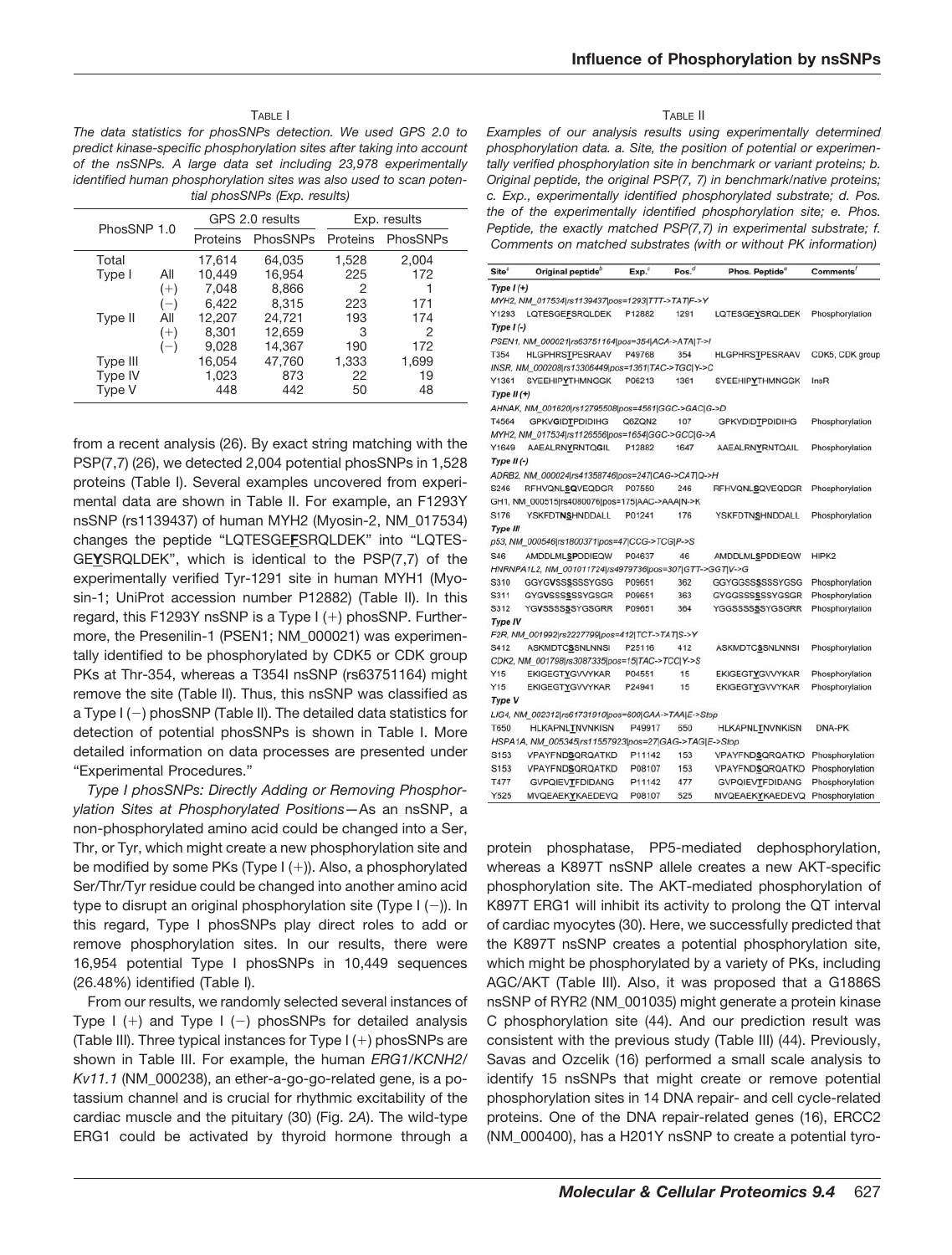Table I

*The data statistics for phosSNPs detection. We used GPS 2.0 to predict kinase-specific phosphorylation sites after taking into account of the nsSNPs. A large data set including 23,978 experimentally identified human phosphorylation sites was also used to scan potential phosSNPs (Exp. results)*

| PhosSNP 1.0 | | GPS 2.0 results | | Exp. results | |
|---|---|---|---|---|---|
| | | Proteins | PhosSNPs | Proteins | PhosSNPs |
| Total | | 17,614 | 64,035 | 1,528 | 2,004 |
| Type I | All | 10,449 | 16,954 | 225 | 172 |
| | (+) | 7,048 | 8,866 | 2 | 1 |
| | (−) | 6,422 | 8,315 | 223 | 171 |
| Type II | All | 12,207 | 24,721 | 193 | 174 |
| | (+) | 8,301 | 12,659 | 3 | 2 |
| | (−) | 9,028 | 14,367 | 190 | 172 |
| Type III | | 16,054 | 47,760 | 1,333 | 1,699 |
| Type IV | | 1,023 | 873 | 22 | 19 |
| Type V | | 448 | 442 | 50 | 48 |

from a recent analysis (26). By exact string matching with the PSP(7,7) (26), we detected 2,004 potential phosSNPs in 1,528 proteins (Table I). Several examples uncovered from experimental data are shown in Table II. For example, an F1293Y nsSNP (rs1139437) of human MYH2 (Myosin-2, NM_017534) changes the peptide "LQTESGE**F**SRQLDEK" into "LQTESGE**Y**SRQLDEK", which is identical to the PSP(7,7) of the experimentally verified Tyr-1291 site in human MYH1 (Myosin-1; UniProt accession number P12882) (Table II). In this regard, this F1293Y nsSNP is a Type I (+) phosSNP. Furthermore, the Presenilin-1 (PSEN1; NM_000021) was experimentally identified to be phosphorylated by CDK5 or CDK group PKs at Thr-354, whereas a T354I nsSNP (rs63751164) might remove the site (Table II). Thus, this nsSNP was classified as a Type I (−) phosSNP (Table II). The detailed data statistics for detection of potential phosSNPs is shown in Table I. More detailed information on data processes are presented under "Experimental Procedures."

*Type I phosSNPs: Directly Adding or Removing Phosphorylation Sites at Phosphorylated Positions*—As an nsSNP, a non-phosphorylated amino acid could be changed into a Ser, Thr, or Tyr, which might create a new phosphorylation site and be modified by some PKs (Type I (+)). Also, a phosphorylated Ser/Thr/Tyr residue could be changed into another amino acid type to disrupt an original phosphorylation site (Type I (−)). In this regard, Type I phosSNPs play direct roles to add or remove phosphorylation sites. In our results, there were 16,954 potential Type I phosSNPs in 10,449 sequences (26.48%) identified (Table I).

From our results, we randomly selected several instances of Type I (+) and Type I (−) phosSNPs for detailed analysis (Table III). Three typical instances for Type I (+) phosSNPs are shown in Table III. For example, the human *ERG1/KCNH2/Kv11.1* (NM_000238), an ether-a-go-go-related gene, is a potassium channel and is crucial for rhythmic excitability of the cardiac muscle and the pituitary (30) (Fig. 2*A*). The wild-type ERG1 could be activated by thyroid hormone through a protein phosphatase, PP5-mediated dephosphorylation, whereas a K897T nsSNP allele creates a new AKT-specific phosphorylation site. The AKT-mediated phosphorylation of K897T ERG1 will inhibit its activity to prolong the QT interval of cardiac myocytes (30). Here, we successfully predicted that the K897T nsSNP creates a potential phosphorylation site, which might be phosphorylated by a variety of PKs, including AGC/AKT (Table III). Also, it was proposed that a G1886S nsSNP of RYR2 (NM_001035) might generate a protein kinase C phosphorylation site (44). And our prediction result was consistent with the previous study (Table III) (44). Previously, Savas and Ozcelik (16) performed a small scale analysis to identify 15 nsSNPs that might create or remove potential phosphorylation sites in 14 DNA repair- and cell cycle-related proteins. One of the DNA repair-related genes (16), ERCC2 (NM_000400), has a H201Y nsSNP to create a potential tyro-

Table II

*Examples of our analysis results using experimentally determined phosphorylation data. a. Site, the position of potential or experimentally verified phosphorylation site in benchmark or variant proteins; b. Original peptide, the original PSP(7, 7) in benchmark/native proteins; c. Exp., experimentally identified phosphorylated substrate; d. Pos. the of the experimentally identified phosphorylation site; e. Phos. Peptide, the exactly matched PSP(7,7) in experimental substrate; f. Comments on matched substrates (with or without PK information)*

| Site[a] | Original peptide[b] | Exp.[c] | Pos.[d] | Phos. Peptide[e] | Comments[f] |
|---|---|---|---|---|---|
| ***Type I (+)*** | | | | | |
| *MYH2, NM_017534\|rs1139437\|pos=1293\|TTT->TAT\|F->Y* | | | | | |
| Y1293 | LQTESGE**F**SRQLDEK | P12882 | 1291 | LQTESGE**Y**SRQLDEK | Phosphorylation |
| ***Type I (-)*** | | | | | |
| *PSEN1, NM_000021\|rs63751164\|pos=354\|ACA->ATA\|T->I* | | | | | |
| T354 | HLGPHRS**T**PESRAAV | P49768 | 354 | HLGPHRS**T**PESRAAV | CDK5, CDK group |
| *INSR, NM_000208\|rs13306449\|pos=1361\|TAC->TGC\|Y->C* | | | | | |
| Y1361 | SYEEHIP**Y**THMNGGK | P06213 | 1361 | SYEEHIP**Y**THMNGGK | InsR |
| ***Type II (+)*** | | | | | |
| *AHNAK, NM_001620\|rs12795508\|pos=4561\|GGC->GAC\|G->D* | | | | | |
| T4564 | GPKVGID**T**PDIDIHG | Q6ZQN2 | 107 | GPKVDID**T**PDIDIHG | Phosphorylation |
| *MYH2, NM_017534\|rs1126556\|pos=1654\|GGC->GCC\|G->A* | | | | | |
| Y1649 | AAEALRN**Y**RNTQGIL | P12882 | 1647 | AAEALRN**Y**RNTQAIL | Phosphorylation |
| ***Type II (-)*** | | | | | |
| *ADRB2, NM_000024\|rs41358746\|pos=247\|CAG->CAT\|Q->H* | | | | | |
| S246 | RFHVQNL**S**QVEQDGR | P07550 | 246 | RFHVQNL**S**QVEQDGR | Phosphorylation |
| *GH1, NM_000515\|rs4080076\|pos=175\|AAC->AAA\|N->K* | | | | | |
| S176 | YSKFDTN**S**HNDDALL | P01241 | 176 | YSKFDTN**S**HNDDALL | Phosphorylation |
| ***Type III*** | | | | | |
| *p53, NM_000546\|rs1800371\|pos=47\|CCG->TCG\|P->S* | | | | | |
| S46 | AMDDLML**S**PDDIEQW | P04637 | 46 | AMDDLML**S**PDDIEQW | HIPK2 |
| *HNRNPA1L2, NM_001011724\|rs4979736\|pos=307\|GTT->GGT\|V->G* | | | | | |
| S310 | GGYGVSS**S**SSSYGSG | P09651 | 362 | GGYGSSS**S**SSSYGSG | Phosphorylation |
| S311 | GYGVSSS**S**SSYGSGR | P09651 | 363 | GYGGSSS**S**SSYGSGR | Phosphorylation |
| S312 | YGVSSSS**S**SYGSGRR | P09651 | 364 | YGGSSSS**S**SYGSGRR | Phosphorylation |
| ***Type IV*** | | | | | |
| *F2R, NM_001992\|rs2227799\|pos=412\|TCT->TAT\|S->Y* | | | | | |
| S412 | ASKMDTC**S**SNLNNSI | P25116 | 412 | ASKMDTC**S**SNLNNSI | Phosphorylation |
| *CDK2, NM_001798\|rs3087335\|pos=15\|TAC->TCC\|Y->S* | | | | | |
| Y15 | EKIGEGT**Y**GVVYKAR | P04551 | 15 | EKIGEGT**Y**GVVYKAR | Phosphorylation |
| Y15 | EKIGEGT**Y**GVVYKAR | P24941 | 15 | EKIGEGT**Y**GVVYKAR | Phosphorylation |
| ***Type V*** | | | | | |
| *LIG4, NM_002312\|rs61731910\|pos=600\|GAA->TAA\|E->Stop* | | | | | |
| T650 | HLKAPNL**T**NVNKISN | P49917 | 650 | HLKAPNL**T**NVNKISN | DNA-PK |
| *HSPA1A, NM_005345\|rs11557923\|pos=27\|GAG->TAG\|E->Stop* | | | | | |
| S153 | VPAYFND**S**QRQATKD | P11142 | 153 | VPAYFND**S**QRQATKD | Phosphorylation |
| S153 | VPAYFND**S**QRQATKD | P08107 | 153 | VPAYFND**S**QRQATKD | Phosphorylation |
| T477 | GVPQIEV**T**FDIDANG | P11142 | 477 | GVPQIEV**T**FDIDANG | Phosphorylation |
| Y525 | MVQEAEK**Y**KAEDEVQ | P08107 | 525 | MVQEAEK**Y**KAEDEVQ | Phosphorylation |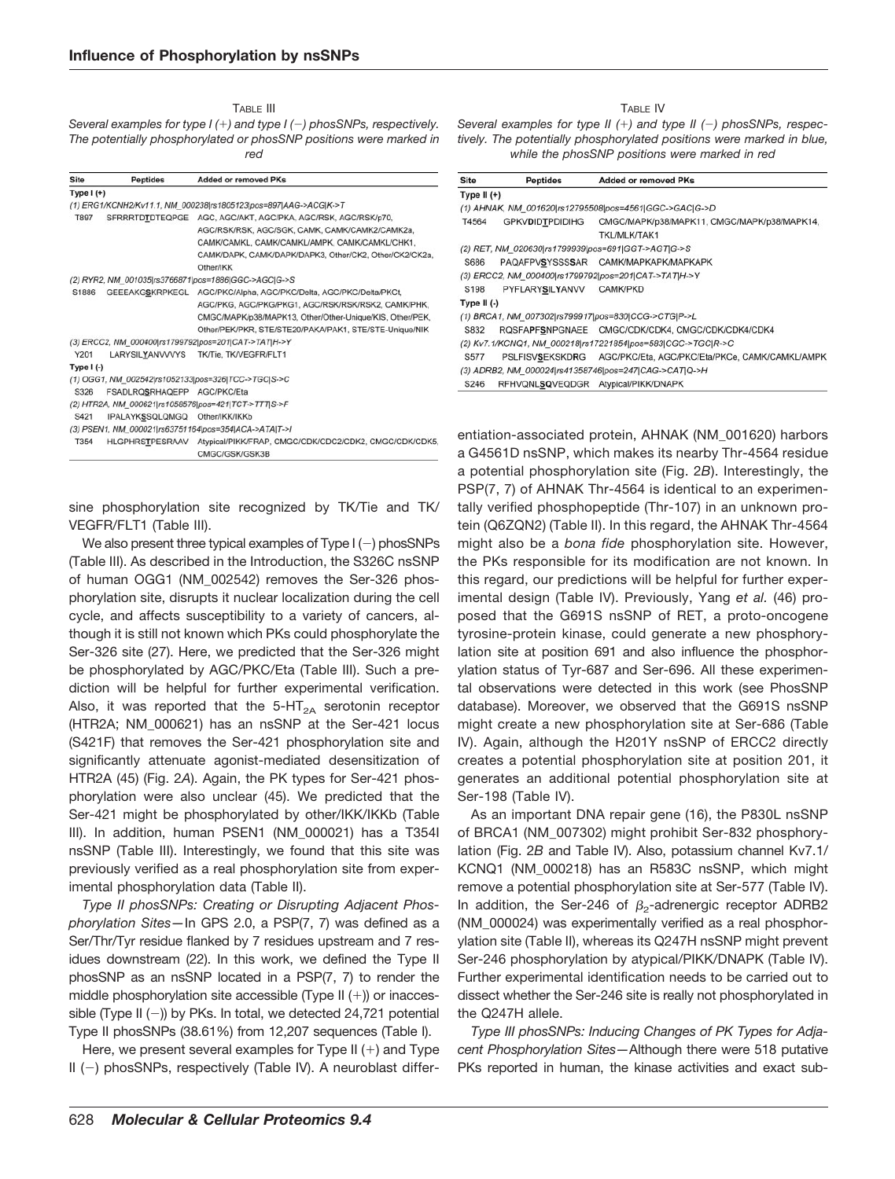TABLE III

*Several examples for type I (+) and type I (−) phosSNPs, respectively. The potentially phosphorylated or phosSNP positions were marked in red*

| Site | Peptides | Added or removed PKs |
|---|---|---|
| **Type I (+)** | | |
| *(1) ERG1/KCNH2/Kv11.1, NM_000238\|rs1805123\|pos=897\|AAG->ACG\|K->T* | | |
| T897 | SFRRRTD**T**DTEQPGE | AGC, AGC/AKT, AGC/PKA, AGC/RSK, AGC/RSK/p70, AGC/RSK/RSK, AGC/SGK, CAMK, CAMK/CAMK2/CAMK2a, CAMK/CAMKL, CAMK/CAMKL/AMPK, CAMK/CAMKL/CHK1, CAMK/DAPK, CAMK/DAPK/DAPK3, Other/CK2, Other/CK2/CK2a, Other/IKK |
| *(2) RYR2, NM_001035\|rs3766871\|pos=1886\|GGC->AGC\|G->S* | | |
| S1886 | GEEEAKG**S**KRPKEGL | AGC/PKC/Alpha, AGC/PKC/Delta, AGC/PKC/Delta/PKCt, AGC/PKG, AGC/PKG/PKG1, AGC/RSK/RSK/RSK2, CAMK/PHK, CMGC/MAPK/p38/MAPK13, Other/Other-Unique/KIS, Other/PEK, Other/PEK/PKR, STE/STE20/PAKA/PAK1, STE/STE-Unique/NIK |
| *(3) ERCC2, NM_000400\|rs1799792\|pos=201\|CAT->TAT\|H->Y* | | |
| Y201 | LARYSIL**Y**ANVVVYS | TK/Tie, TK/VEGFR/FLT1 |
| **Type I (-)** | | |
| *(1) OGG1, NM_002542\|rs1052133\|pos=326\|TCC->TGC\|S->C* | | |
| S326 | FSADLRQ**S**RHAQEPP | AGC/PKC/Eta |
| *(2) HTR2A, NM_000621\|rs1058576\|pos=421\|TCT->TTT\|S->F* | | |
| S421 | IPALAYK**S**SQLQMGQ | Other/IKK/IKKb |
| *(3) PSEN1, NM_000021\|rs63751164\|pos=354\|ACA->ATA\|T->I* | | |
| T354 | HLGPHRS**T**PESRAAV | Atypical/PIKK/FRAP, CMGC/CDK/CDC2/CDK2, CMGC/CDK/CDK5, CMGC/GSK/GSK3B |

sine phosphorylation site recognized by TK/Tie and TK/VEGFR/FLT1 (Table III).

We also present three typical examples of Type I (−) phosSNPs (Table III). As described in the Introduction, the S326C nsSNP of human OGG1 (NM_002542) removes the Ser-326 phosphorylation site, disrupts it nuclear localization during the cell cycle, and affects susceptibility to a variety of cancers, although it is still not known which PKs could phosphorylate the Ser-326 site (27). Here, we predicted that the Ser-326 might be phosphorylated by AGC/PKC/Eta (Table III). Such a prediction will be helpful for further experimental verification. Also, it was reported that the 5-$HT_{2A}$ serotonin receptor (HTR2A; NM_000621) has an nsSNP at the Ser-421 locus (S421F) that removes the Ser-421 phosphorylation site and significantly attenuate agonist-mediated desensitization of HTR2A (45) (Fig. 2*A*). Again, the PK types for Ser-421 phosphorylation were also unclear (45). We predicted that the Ser-421 might be phosphorylated by other/IKK/IKKb (Table III). In addition, human PSEN1 (NM_000021) has a T354I nsSNP (Table III). Interestingly, we found that this site was previously verified as a real phosphorylation site from experimental phosphorylation data (Table II).

*Type II phosSNPs: Creating or Disrupting Adjacent Phosphorylation Sites*—In GPS 2.0, a PSP(7, 7) was defined as a Ser/Thr/Tyr residue flanked by 7 residues upstream and 7 residues downstream (22). In this work, we defined the Type II phosSNP as an nsSNP located in a PSP(7, 7) to render the middle phosphorylation site accessible (Type II (+)) or inaccessible (Type II (−)) by PKs. In total, we detected 24,721 potential Type II phosSNPs (38.61%) from 12,207 sequences (Table I).

Here, we present several examples for Type II (+) and Type II (−) phosSNPs, respectively (Table IV). A neuroblast differ-

TABLE IV

*Several examples for type II (+) and type II (−) phosSNPs, respectively. The potentially phosphorylated positions were marked in blue, while the phosSNP positions were marked in red*

| Site | Peptides | Added or removed PKs |
|---|---|---|
| **Type II (+)** | | |
| *(1) AHNAK, NM_001620\|rs12795508\|pos=4561\|GGC->GAC\|G->D* | | |
| T4564 | GPKV**D**ID**T**PDIDIHG | CMGC/MAPK/p38/MAPK11, CMGC/MAPK/p38/MAPK14, TKL/MLK/TAK1 |
| *(2) RET, NM_020630\|rs1799939\|pos=691\|GGT->AGT\|G->S* | | |
| S686 | PAQAFPV**S**YSSS**S**AR | CAMK/MAPKAPK/MAPKAPK |
| *(3) ERCC2, NM_000400\|rs1799792\|pos=201\|CAT->TAT\|H->Y* | | |
| S198 | PYFLARY**S**IL**Y**ANVV | CAMK/PKD |
| **Type II (-)** | | |
| *(1) BRCA1, NM_007302\|rs799917\|pos=830\|CCG->CTG\|P->L* | | |
| S832 | RQSFA**P**F**S**NPGNAEE | CMGC/CDK/CDK4, CMGC/CDK/CDK4/CDK4 |
| *(2) Kv7.1/KCNQ1, NM_000218\|rs17221854\|pos=583\|CGC->TGC\|R->C* | | |
| S577 | PSLFISV**S**EKSK**D**RG | AGC/PKC/Eta, AGC/PKC/Eta/PKCe, CAMK/CAMKL/AMPK |
| *(3) ADRB2, NM_000024\|rs41358746\|pos=247\|CAG->CAT\|Q->H* | | |
| S246 | RFHVQNL**SQ**VEQDGR | Atypical/PIKK/DNAPK |

entiation-associated protein, AHNAK (NM_001620) harbors a G4561D nsSNP, which makes its nearby Thr-4564 residue a potential phosphorylation site (Fig. 2*B*). Interestingly, the PSP(7, 7) of AHNAK Thr-4564 is identical to an experimentally verified phosphopeptide (Thr-107) in an unknown protein (Q6ZQN2) (Table II). In this regard, the AHNAK Thr-4564 might also be a *bona fide* phosphorylation site. However, the PKs responsible for its modification are not known. In this regard, our predictions will be helpful for further experimental design (Table IV). Previously, Yang *et al.* (46) proposed that the G691S nsSNP of RET, a proto-oncogene tyrosine-protein kinase, could generate a new phosphorylation site at position 691 and also influence the phosphorylation status of Tyr-687 and Ser-696. All these experimental observations were detected in this work (see PhosSNP database). Moreover, we observed that the G691S nsSNP might create a new phosphorylation site at Ser-686 (Table IV). Again, although the H201Y nsSNP of ERCC2 directly creates a potential phosphorylation site at position 201, it generates an additional potential phosphorylation site at Ser-198 (Table IV).

As an important DNA repair gene (16), the P830L nsSNP of BRCA1 (NM_007302) might prohibit Ser-832 phosphorylation (Fig. 2*B* and Table IV). Also, potassium channel Kv7.1/KCNQ1 (NM_000218) has an R583C nsSNP, which might remove a potential phosphorylation site at Ser-577 (Table IV). In addition, the Ser-246 of $\beta_2$-adrenergic receptor ADRB2 (NM_000024) was experimentally verified as a real phosphorylation site (Table II), whereas its Q247H nsSNP might prevent Ser-246 phosphorylation by atypical/PIKK/DNAPK (Table IV). Further experimental identification needs to be carried out to dissect whether the Ser-246 site is really not phosphorylated in the Q247H allele.

*Type III phosSNPs: Inducing Changes of PK Types for Adjacent Phosphorylation Sites*—Although there were 518 putative PKs reported in human, the kinase activities and exact sub-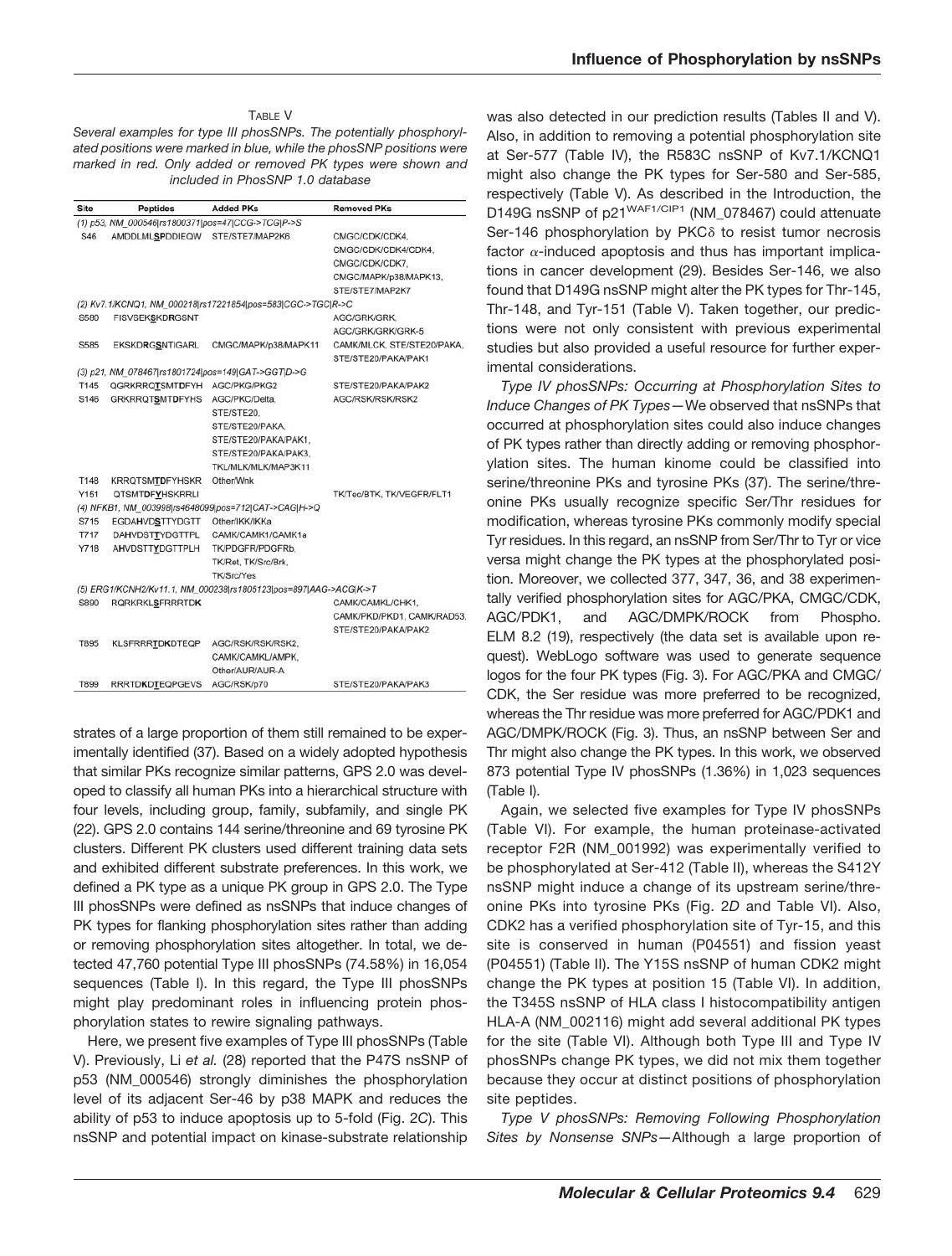TABLE V

*Several examples for type III phosSNPs. The potentially phosphorylated positions were marked in blue, while the phosSNP positions were marked in red. Only added or removed PK types were shown and included in PhosSNP 1.0 database*

| Site | Peptides | Added PKs | Removed PKs |
|---|---|---|---|
| (1) p53, NM_000546\|rs1800371\|pos=47\|CCG->TCG\|P->S | | | |
| S46 | AMDDLMLSPDDIEQW | STE/STE7/MAP2K6 | CMGC/CDK/CDK4, CMGC/CDK/CDK4/CDK4, CMGC/CDK/CDK7, CMGC/MAPK/p38/MAPK13, STE/STE7/MAP2K7 |
| (2) Kv7.1/KCNQ1, NM_000218\|rs17221854\|pos=583\|CGC->TGC\|R->C | | | |
| S580 | FISVSEKSKDRGSNT | | AGC/GRK/GRK, AGC/GRK/GRK/GRK-5 |
| S585 | EKSKDRGSNTIGARL | CMGC/MAPK/p38/MAPK11 | CAMK/MLCK, STE/STE20/PAKA, STE/STE20/PAKA/PAK1 |
| (3) p21, NM_078467\|rs1801724\|pos=149\|GAT->GGT\|D->G | | | |
| T145 | QGRKRRQTSMTDFYH | AGC/PKG/PKG2 | STE/STE20/PAKA/PAK2 |
| S146 | GRKRRQTSMTDFYHS | AGC/PKC/Delta, STE/STE20, STE/STE20/PAKA, STE/STE20/PAKA/PAK1, STE/STE20/PAKA/PAK3, TKL/MLK/MLK/MAP3K11 | AGC/RSK/RSK/RSK2 |
| T148 | KRRQTSMTDFYHSKR | Other/Wnk | |
| Y151 | QTSMTDFYHSKRRLI | | TK/Tec/BTK, TK/VEGFR/FLT1 |
| (4) NFKB1, NM_003998\|rs4648099\|pos=712\|CAT->CAG\|H->Q | | | |
| S715 | EGDAHVDSTTYDGTT | Other/IKK/IKKa | |
| T717 | DAHVDSTTYDGTTPL | CAMK/CAMK1/CAMK1a | |
| Y718 | AHVDSTTYDGTTPLH | TK/PDGFR/PDGFRb, TK/Ret, TK/Src/Brk, TK/Src/Yes | |
| (5) ERG1/KCNH2/Kv11.1, NM_000238\|rs1805123\|pos=897\|AAG->ACG\|K->T | | | |
| S890 | RQRKRKLSFRRRTDK | | CAMK/CAMKL/CHK1, CAMK/PKD/PKD1, CAMK/RAD53, STE/STE20/PAKA/PAK2 |
| T895 | KLSFRRRTDKDTEQP | AGC/RSK/RSK/RSK2, CAMK/CAMKL/AMPK, Other/AUR/AUR-A | |
| T899 | RRRTDKDTEQPGEVS | AGC/RSK/p70 | STE/STE20/PAKA/PAK3 |

strates of a large proportion of them still remained to be experimentally identified (37). Based on a widely adopted hypothesis that similar PKs recognize similar patterns, GPS 2.0 was developed to classify all human PKs into a hierarchical structure with four levels, including group, family, subfamily, and single PK (22). GPS 2.0 contains 144 serine/threonine and 69 tyrosine PK clusters. Different PK clusters used different training data sets and exhibited different substrate preferences. In this work, we defined a PK type as a unique PK group in GPS 2.0. The Type III phosSNPs were defined as nsSNPs that induce changes of PK types for flanking phosphorylation sites rather than adding or removing phosphorylation sites altogether. In total, we detected 47,760 potential Type III phosSNPs (74.58%) in 16,054 sequences (Table I). In this regard, the Type III phosSNPs might play predominant roles in influencing protein phosphorylation states to rewire signaling pathways.

Here, we present five examples of Type III phosSNPs (Table V). Previously, Li *et al.* (28) reported that the P47S nsSNP of p53 (NM_000546) strongly diminishes the phosphorylation level of its adjacent Ser-46 by p38 MAPK and reduces the ability of p53 to induce apoptosis up to 5-fold (Fig. 2*C*). This nsSNP and potential impact on kinase-substrate relationship was also detected in our prediction results (Tables II and V). Also, in addition to removing a potential phosphorylation site at Ser-577 (Table IV), the R583C nsSNP of Kv7.1/KCNQ1 might also change the PK types for Ser-580 and Ser-585, respectively (Table V). As described in the Introduction, the D149G nsSNP of p21[WAF1/CIP1] (NM_078467) could attenuate Ser-146 phosphorylation by PKC$\delta$ to resist tumor necrosis factor $\alpha$-induced apoptosis and thus has important implications in cancer development (29). Besides Ser-146, we also found that D149G nsSNP might alter the PK types for Thr-145, Thr-148, and Tyr-151 (Table V). Taken together, our predictions were not only consistent with previous experimental studies but also provided a useful resource for further experimental considerations.

*Type IV phosSNPs: Occurring at Phosphorylation Sites to Induce Changes of PK Types*—We observed that nsSNPs that occurred at phosphorylation sites could also induce changes of PK types rather than directly adding or removing phosphorylation sites. The human kinome could be classified into serine/threonine PKs and tyrosine PKs (37). The serine/threonine PKs usually recognize specific Ser/Thr residues for modification, whereas tyrosine PKs commonly modify special Tyr residues. In this regard, an nsSNP from Ser/Thr to Tyr or vice versa might change the PK types at the phosphorylated position. Moreover, we collected 377, 347, 36, and 38 experimentally verified phosphorylation sites for AGC/PKA, CMGC/CDK, AGC/PDK1, and AGC/DMPK/ROCK from Phospho. ELM 8.2 (19), respectively (the data set is available upon request). WebLogo software was used to generate sequence logos for the four PK types (Fig. 3). For AGC/PKA and CMGC/CDK, the Ser residue was more preferred to be recognized, whereas the Thr residue was more preferred for AGC/PDK1 and AGC/DMPK/ROCK (Fig. 3). Thus, an nsSNP between Ser and Thr might also change the PK types. In this work, we observed 873 potential Type IV phosSNPs (1.36%) in 1,023 sequences (Table I).

Again, we selected five examples for Type IV phosSNPs (Table VI). For example, the human proteinase-activated receptor F2R (NM_001992) was experimentally verified to be phosphorylated at Ser-412 (Table II), whereas the S412Y nsSNP might induce a change of its upstream serine/threonine PKs into tyrosine PKs (Fig. 2*D* and Table VI). Also, CDK2 has a verified phosphorylation site of Tyr-15, and this site is conserved in human (P04551) and fission yeast (P04551) (Table II). The Y15S nsSNP of human CDK2 might change the PK types at position 15 (Table VI). In addition, the T345S nsSNP of HLA class I histocompatibility antigen HLA-A (NM_002116) might add several additional PK types for the site (Table VI). Although both Type III and Type IV phosSNPs change PK types, we did not mix them together because they occur at distinct positions of phosphorylation site peptides.

*Type V phosSNPs: Removing Following Phosphorylation Sites by Nonsense SNPs*—Although a large proportion of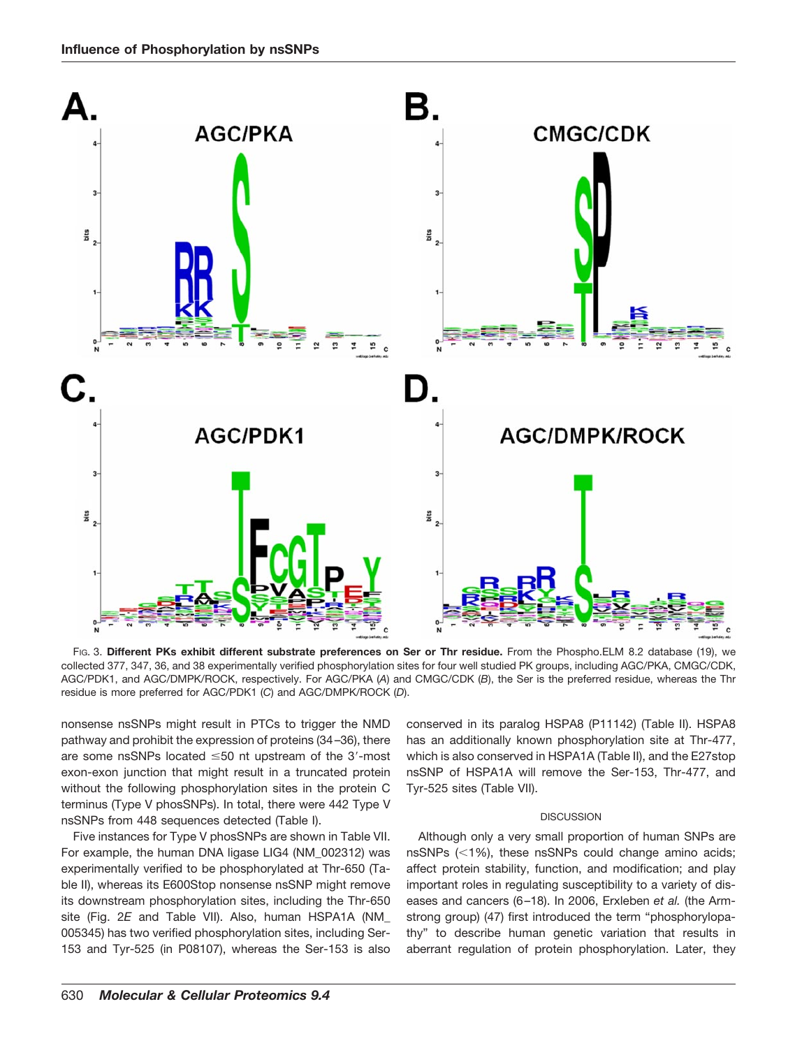FIG. 3. **Different PKs exhibit different substrate preferences on Ser or Thr residue.** From the Phospho.ELM 8.2 database (19), we collected 377, 347, 36, and 38 experimentally verified phosphorylation sites for four well studied PK groups, including AGC/PKA, CMGC/CDK, AGC/PDK1, and AGC/DMPK/ROCK, respectively. For AGC/PKA (*A*) and CMGC/CDK (*B*), the Ser is the preferred residue, whereas the Thr residue is more preferred for AGC/PDK1 (*C*) and AGC/DMPK/ROCK (*D*).

nonsense nsSNPs might result in PTCs to trigger the NMD pathway and prohibit the expression of proteins (34–36), there are some nsSNPs located ≤50 nt upstream of the 3′-most exon-exon junction that might result in a truncated protein without the following phosphorylation sites in the protein C terminus (Type V phosSNPs). In total, there were 442 Type V nsSNPs from 448 sequences detected (Table I).

Five instances for Type V phosSNPs are shown in Table VII. For example, the human DNA ligase LIG4 (NM_002312) was experimentally verified to be phosphorylated at Thr-650 (Table II), whereas its E600Stop nonsense nsSNP might remove its downstream phosphorylation sites, including the Thr-650 site (Fig. 2*E* and Table VII). Also, human HSPA1A (NM_005345) has two verified phosphorylation sites, including Ser-153 and Tyr-525 (in P08107), whereas the Ser-153 is also conserved in its paralog HSPA8 (P11142) (Table II). HSPA8 has an additionally known phosphorylation site at Thr-477, which is also conserved in HSPA1A (Table II), and the E27stop nsSNP of HSPA1A will remove the Ser-153, Thr-477, and Tyr-525 sites (Table VII).

## DISCUSSION

Although only a very small proportion of human SNPs are nsSNPs (<1%), these nsSNPs could change amino acids; affect protein stability, function, and modification; and play important roles in regulating susceptibility to a variety of diseases and cancers (6–18). In 2006, Erxleben *et al.* (the Armstrong group) (47) first introduced the term "phosphorylopathy" to describe human genetic variation that results in aberrant regulation of protein phosphorylation. Later, they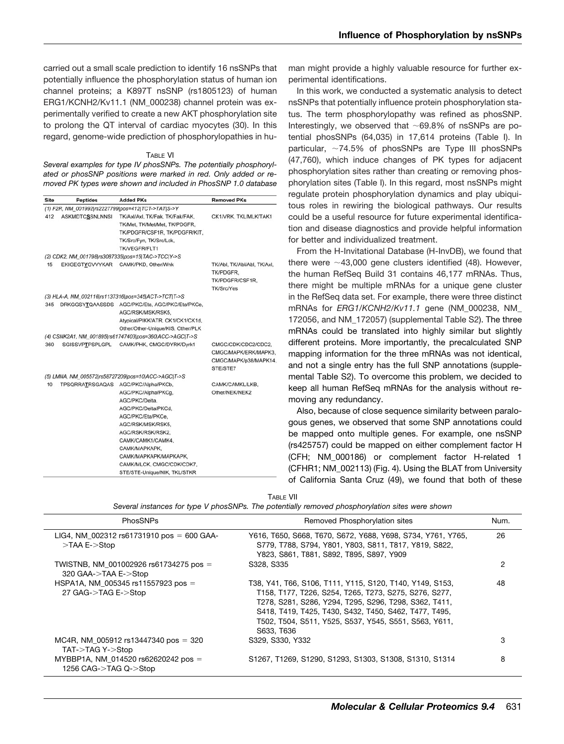carried out a small scale prediction to identify 16 nsSNPs that potentially influence the phosphorylation status of human ion channel proteins; a K897T nsSNP (rs1805123) of human ERG1/KCNH2/Kv11.1 (NM_000238) channel protein was experimentally verified to create a new AKT phosphorylation site to prolong the QT interval of cardiac myocytes (30). In this regard, genome-wide prediction of phosphorylopathies in human might provide a highly valuable resource for further experimental identifications.

TABLE VI

*Several examples for type IV phosSNPs. The potentially phosphorylated or phosSNP positions were marked in red. Only added or removed PK types were shown and included in PhosSNP 1.0 database*

| Site | Peptides | Added PKs | Removed PKs |
|---|---|---|---|
| *(1) F2R, NM_001992\|rs2227799\|pos=412\|TCT->TAT\|S->Y* | | | |
| 412 | ASKMDTC**S**SNLNNSI | TK/Axl/Axl, TK/Fak, TK/Fak/FAK, TK/Met, TK/Met/Met, TK/PDGFR, TK/PDGFR/CSF1R, TK/PDGFR/KIT, TK/Src/Fyn, TK/Src/Lck, TK/VEGFR/FLT1 | CK1/VRK, TKL/MLK/TAK1 |
| *(2) CDK2, NM_001798\|rs3087335\|pos=15\|TAC->TCC\|Y->S* | | | |
| 15 | EKIGEGT**Y**GVVYKAR | CAMK/PKD, Other/Wnk | TK/Abl, TK/Abl/Abl, TK/Axl, TK/PDGFR, TK/PDGFR/CSF1R, TK/Src/Yes |
| *(3) HLA-A, NM_002116\|rs1137316\|pos=345\|ACT->TCT\|T->S* | | | |
| 345 | DRKGGSY**T**QAASSDS | AGC/PKC/Eta, AGC/PKC/Eta/PKCe, AGC/RSK/MSK/RSK5, Atypical/PIKK/ATR, CK1/CK1/CK1d, Other/Other-Unique/KIS, Other/PLK | |
| *(4) CSNK2A1, NM_001895\|rs61747403\|pos=360\|ACC->AGC\|T->S* | | | |
| 360 | SGISSVP**T**PSPLGPL | CAMK/PHK, CMGC/DYRK/Dyrk1 | CMGC/CDK/CDC2/CDC2, CMGC/MAPK/ERK/MAPK3, CMGC/MAPK/p38/MAPK14, STE/STE7 |
| *(5) LMNA, NM_005572\|rs58727209\|pos=10\|ACC->AGC\|T->S* | | | |
| 10 | TPSQRRA**T**RSGAQAS | AGC/PKC/Alpha/PKCb, AGC/PKC/Alpha/PKCg, AGC/PKC/Delta, AGC/PKC/Delta/PKCd, AGC/PKC/Eta/PKCe, AGC/RSK/MSK/RSK5, AGC/RSK/RSK/RSK2, CAMK/CAMK1/CAMK4, CAMK/MAPKAPK, CAMK/MAPKAPK/MAPKAPK, CAMK/MLCK, CMGC/CDK/CDK7, STE/STE-Unique/NIK, TKL/STKR | CAMK/CAMKL/LKB, Other/NEK/NEK2 |

In this work, we conducted a systematic analysis to detect nsSNPs that potentially influence protein phosphorylation status. The term phosphorylopathy was refined as phosSNP. Interestingly, we observed that ~69.8% of nsSNPs are potential phosSNPs (64,035) in 17,614 proteins (Table I). In particular, ~74.5% of phosSNPs are Type III phosSNPs (47,760), which induce changes of PK types for adjacent phosphorylation sites rather than creating or removing phosphorylation sites (Table I). In this regard, most nsSNPs might regulate protein phosphorylation dynamics and play ubiquitous roles in rewiring the biological pathways. Our results could be a useful resource for future experimental identification and disease diagnostics and provide helpful information for better and individualized treatment.

From the H-Invitational Database (H-InvDB), we found that there were ~43,000 gene clusters identified (48). However, the human RefSeq Build 31 contains 46,177 mRNAs. Thus, there might be multiple mRNAs for a unique gene cluster in the RefSeq data set. For example, there were three distinct mRNAs for *ERG1/KCNH2/Kv11.1* gene (NM_000238, NM_172056, and NM_172057) (supplemental Table S2). The three mRNAs could be translated into highly similar but slightly different proteins. More importantly, the precalculated SNP mapping information for the three mRNAs was not identical, and not a single entry has the full SNP annotations (supplemental Table S2). To overcome this problem, we decided to keep all human RefSeq mRNAs for the analysis without removing any redundancy.

Also, because of close sequence similarity between paralogous genes, we observed that some SNP annotations could be mapped onto multiple genes. For example, one nsSNP (rs425757) could be mapped on either complement factor H (CFH; NM_000186) or complement factor H-related 1 (CFHR1; NM_002113) (Fig. 4). Using the BLAT from University of California Santa Cruz (49), we found that both of these

TABLE VII

*Several instances for type V phosSNPs. The potentially removed phosphorylation sites were shown*

| PhosSNPs | Removed Phosphorylation sites | Num. |
|---|---|---|
| LIG4, NM_002312 rs61731910 pos = 600 GAA->TAA E->Stop | Y616, T650, S668, T670, S672, Y688, Y698, S734, Y761, Y765, S779, T788, S794, Y801, Y803, S811, T817, T819, S822, Y823, S861, T881, S892, T895, S897, Y909 | 26 |
| TWISTNB, NM_001002926 rs61734275 pos = 320 GAA->TAA E->Stop | S328, S335 | 2 |
| HSPA1A, NM_005345 rs11557923 pos = 27 GAG->TAG E->Stop | T38, Y41, T66, S106, T111, Y115, S120, T140, Y149, S153, T158, T177, T226, S254, T265, T273, S275, S276, S277, T278, S281, S286, Y294, T295, S296, T298, S362, T411, S418, T419, T425, T430, S432, T450, S462, T477, T495, T502, T504, S511, Y525, S537, Y545, S551, S563, Y611, S633, T636 | 48 |
| MC4R, NM_005912 rs13447340 pos = 320 TAT->TAG Y->Stop | S329, S330, Y332 | 3 |
| MYBBP1A, NM_014520 rs62620242 pos = 1256 CAG->TAG Q->Stop | S1267, T1269, S1290, S1293, S1303, S1308, S1310, S1314 | 8 |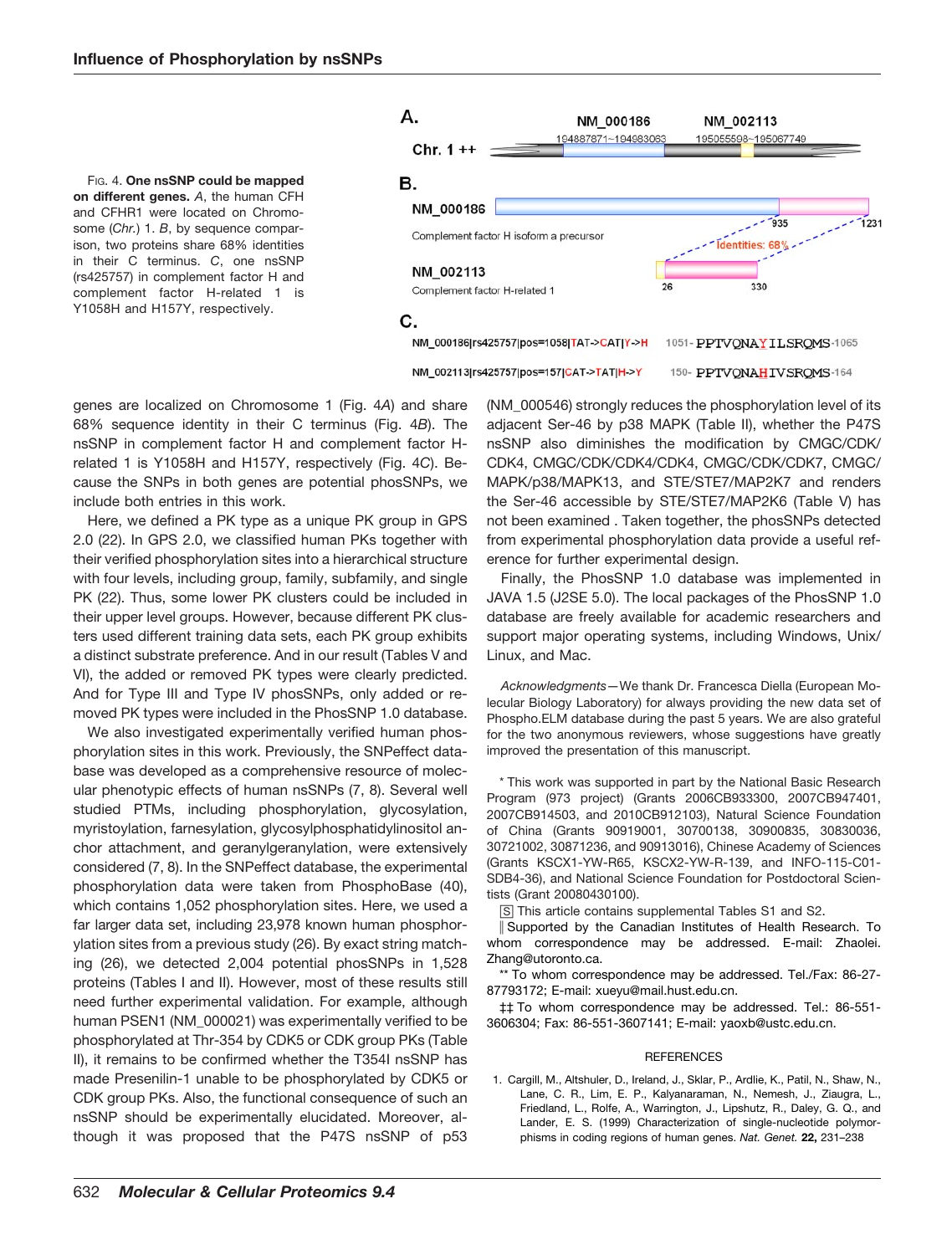FIG. 4. **One nsSNP could be mapped on different genes.** *A*, the human CFH and CFHR1 were located on Chromosome (*Chr.*) 1. *B*, by sequence comparison, two proteins share 68% identities in their C terminus. *C*, one nsSNP (rs425757) in complement factor H and complement factor H-related 1 is Y1058H and H157Y, respectively.

genes are localized on Chromosome 1 (Fig. 4*A*) and share 68% sequence identity in their C terminus (Fig. 4*B*). The nsSNP in complement factor H and complement factor H-related 1 is Y1058H and H157Y, respectively (Fig. 4*C*). Because the SNPs in both genes are potential phosSNPs, we include both entries in this work.

Here, we defined a PK type as a unique PK group in GPS 2.0 (22). In GPS 2.0, we classified human PKs together with their verified phosphorylation sites into a hierarchical structure with four levels, including group, family, subfamily, and single PK (22). Thus, some lower PK clusters could be included in their upper level groups. However, because different PK clusters used different training data sets, each PK group exhibits a distinct substrate preference. And in our result (Tables V and VI), the added or removed PK types were clearly predicted. And for Type III and Type IV phosSNPs, only added or removed PK types were included in the PhosSNP 1.0 database.

We also investigated experimentally verified human phosphorylation sites in this work. Previously, the SNPeffect database was developed as a comprehensive resource of molecular phenotypic effects of human nsSNPs (7, 8). Several well studied PTMs, including phosphorylation, glycosylation, myristoylation, farnesylation, glycosylphosphatidylinositol anchor attachment, and geranylgeranylation, were extensively considered (7, 8). In the SNPeffect database, the experimental phosphorylation data were taken from PhosphoBase (40), which contains 1,052 phosphorylation sites. Here, we used a far larger data set, including 23,978 known human phosphorylation sites from a previous study (26). By exact string matching (26), we detected 2,004 potential phosSNPs in 1,528 proteins (Tables I and II). However, most of these results still need further experimental validation. For example, although human PSEN1 (NM_000021) was experimentally verified to be phosphorylated at Thr-354 by CDK5 or CDK group PKs (Table II), it remains to be confirmed whether the T354I nsSNP has made Presenilin-1 unable to be phosphorylated by CDK5 or CDK group PKs. Also, the functional consequence of such an nsSNP should be experimentally elucidated. Moreover, although it was proposed that the P47S nsSNP of p53 (NM_000546) strongly reduces the phosphorylation level of its adjacent Ser-46 by p38 MAPK (Table II), whether the P47S nsSNP also diminishes the modification by CMGC/CDK/CDK4, CMGC/CDK/CDK4/CDK4, CMGC/CDK/CDK7, CMGC/MAPK/p38/MAPK13, and STE/STE7/MAP2K7 and renders the Ser-46 accessible by STE/STE7/MAP2K6 (Table V) has not been examined . Taken together, the phosSNPs detected from experimental phosphorylation data provide a useful reference for further experimental design.

Finally, the PhosSNP 1.0 database was implemented in JAVA 1.5 (J2SE 5.0). The local packages of the PhosSNP 1.0 database are freely available for academic researchers and support major operating systems, including Windows, Unix/Linux, and Mac.

*Acknowledgments*—We thank Dr. Francesca Diella (European Molecular Biology Laboratory) for always providing the new data set of Phospho.ELM database during the past 5 years. We are also grateful for the two anonymous reviewers, whose suggestions have greatly improved the presentation of this manuscript.

* This work was supported in part by the National Basic Research Program (973 project) (Grants 2006CB933300, 2007CB947401, 2007CB914503, and 2010CB912103), Natural Science Foundation of China (Grants 90919001, 30700138, 30900835, 30830036, 30721002, 30871236, and 90913016), Chinese Academy of Sciences (Grants KSCX1-YW-R65, KSCX2-YW-R-139, and INFO-115-C01-SDB4-36), and National Science Foundation for Postdoctoral Scientists (Grant 20080430100).

[S] This article contains supplemental Tables S1 and S2.

‖ Supported by the Canadian Institutes of Health Research. To whom correspondence may be addressed. E-mail: Zhaolei.Zhang@utoronto.ca.

** To whom correspondence may be addressed. Tel./Fax: 86-27-87793172; E-mail: xueyu@mail.hust.edu.cn.

‡‡ To whom correspondence may be addressed. Tel.: 86-551-3606304; Fax: 86-551-3607141; E-mail: yaoxb@ustc.edu.cn.

## REFERENCES

1. Cargill, M., Altshuler, D., Ireland, J., Sklar, P., Ardlie, K., Patil, N., Shaw, N., Lane, C. R., Lim, E. P., Kalyanaraman, N., Nemesh, J., Ziaugra, L., Friedland, L., Rolfe, A., Warrington, J., Lipshutz, R., Daley, G. Q., and Lander, E. S. (1999) Characterization of single-nucleotide polymorphisms in coding regions of human genes. *Nat. Genet.* **22,** 231–238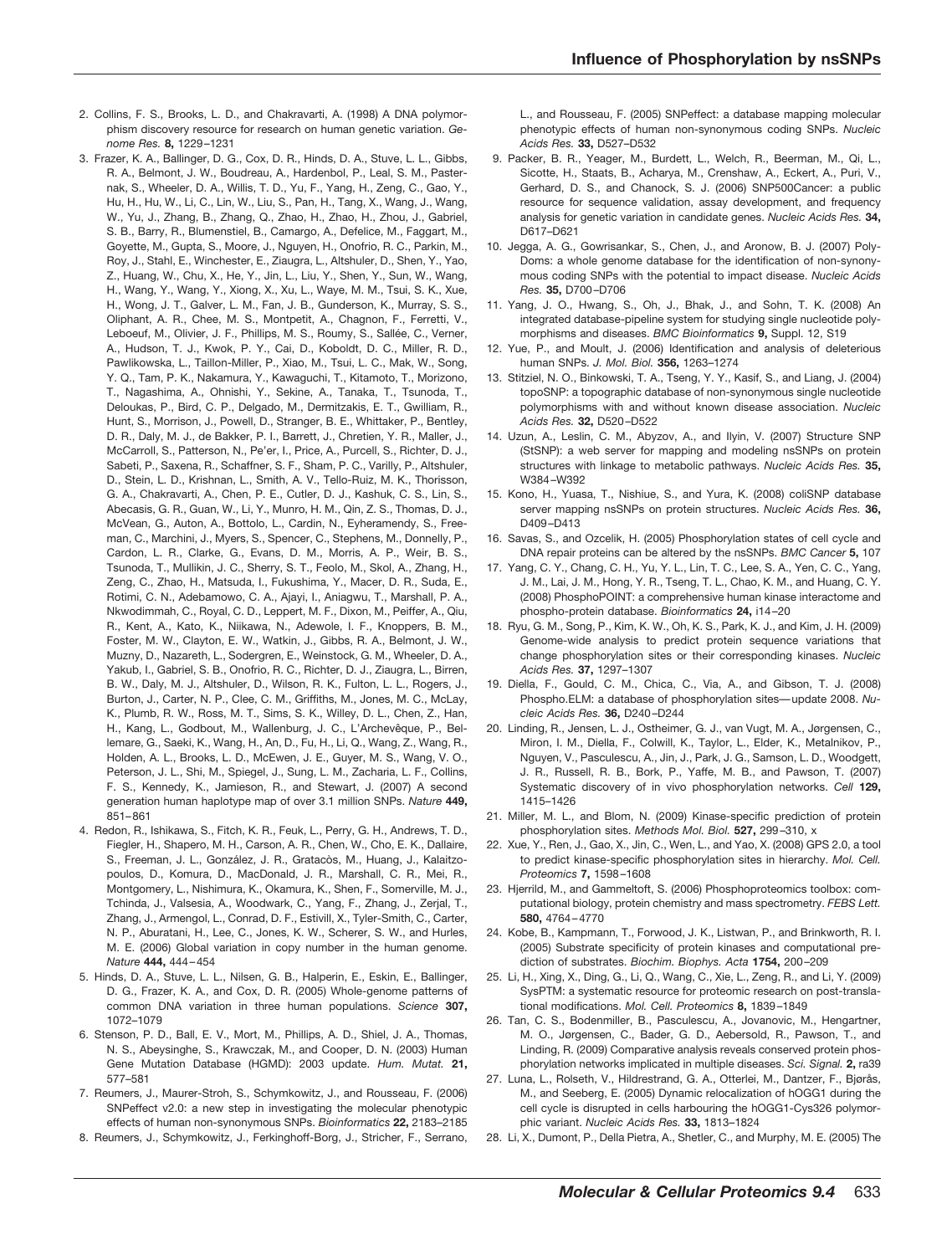2. Collins, F. S., Brooks, L. D., and Chakravarti, A. (1998) A DNA polymorphism discovery resource for research on human genetic variation. *Genome Res.* **8,** 1229–1231

3. Frazer, K. A., Ballinger, D. G., Cox, D. R., Hinds, D. A., Stuve, L. L., Gibbs, R. A., Belmont, J. W., Boudreau, A., Hardenbol, P., Leal, S. M., Pasternak, S., Wheeler, D. A., Willis, T. D., Yu, F., Yang, H., Zeng, C., Gao, Y., Hu, H., Hu, W., Li, C., Lin, W., Liu, S., Pan, H., Tang, X., Wang, J., Wang, W., Yu, J., Zhang, B., Zhang, Q., Zhao, H., Zhao, H., Zhou, J., Gabriel, S. B., Barry, R., Blumenstiel, B., Camargo, A., Defelice, M., Faggart, M., Goyette, M., Gupta, S., Moore, J., Nguyen, H., Onofrio, R. C., Parkin, M., Roy, J., Stahl, E., Winchester, E., Ziaugra, L., Altshuler, D., Shen, Y., Yao, Z., Huang, W., Chu, X., He, Y., Jin, L., Liu, Y., Shen, Y., Sun, W., Wang, H., Wang, Y., Wang, Y., Xiong, X., Xu, L., Waye, M. M., Tsui, S. K., Xue, H., Wong, J. T., Galver, L. M., Fan, J. B., Gunderson, K., Murray, S. S., Oliphant, A. R., Chee, M. S., Montpetit, A., Chagnon, F., Ferretti, V., Leboeuf, M., Olivier, J. F., Phillips, M. S., Roumy, S., Sallée, C., Verner, A., Hudson, T. J., Kwok, P. Y., Cai, D., Koboldt, D. C., Miller, R. D., Pawlikowska, L., Taillon-Miller, P., Xiao, M., Tsui, L. C., Mak, W., Song, Y. Q., Tam, P. K., Nakamura, Y., Kawaguchi, T., Kitamoto, T., Morizono, T., Nagashima, A., Ohnishi, Y., Sekine, A., Tanaka, T., Tsunoda, T., Deloukas, P., Bird, C. P., Delgado, M., Dermitzakis, E. T., Gwilliam, R., Hunt, S., Morrison, J., Powell, D., Stranger, B. E., Whittaker, P., Bentley, D. R., Daly, M. J., de Bakker, P. I., Barrett, J., Chretien, Y. R., Maller, J., McCarroll, S., Patterson, N., Pe'er, I., Price, A., Purcell, S., Richter, D. J., Sabeti, P., Saxena, R., Schaffner, S. F., Sham, P. C., Varilly, P., Altshuler, D., Stein, L. D., Krishnan, L., Smith, A. V., Tello-Ruiz, M. K., Thorisson, G. A., Chakravarti, A., Chen, P. E., Cutler, D. J., Kashuk, C. S., Lin, S., Abecasis, G. R., Guan, W., Li, Y., Munro, H. M., Qin, Z. S., Thomas, D. J., McVean, G., Auton, A., Bottolo, L., Cardin, N., Eyheramendy, S., Freeman, C., Marchini, J., Myers, S., Spencer, C., Stephens, M., Donnelly, P., Cardon, L. R., Clarke, G., Evans, D. M., Morris, A. P., Weir, B. S., Tsunoda, T., Mullikin, J. C., Sherry, S. T., Feolo, M., Skol, A., Zhang, H., Zeng, C., Zhao, H., Matsuda, I., Fukushima, Y., Macer, D. R., Suda, E., Rotimi, C. N., Adebamowo, C. A., Ajayi, I., Aniagwu, T., Marshall, P. A., Nkwodimmah, C., Royal, C. D., Leppert, M. F., Dixon, M., Peiffer, A., Qiu, R., Kent, A., Kato, K., Niikawa, N., Adewole, I. F., Knoppers, B. M., Foster, M. W., Clayton, E. W., Watkin, J., Gibbs, R. A., Belmont, J. W., Muzny, D., Nazareth, L., Sodergren, E., Weinstock, G. M., Wheeler, D. A., Yakub, I., Gabriel, S. B., Onofrio, R. C., Richter, D. J., Ziaugra, L., Birren, B. W., Daly, M. J., Altshuler, D., Wilson, R. K., Fulton, L. L., Rogers, J., Burton, J., Carter, N. P., Clee, C. M., Griffiths, M., Jones, M. C., McLay, K., Plumb, R. W., Ross, M. T., Sims, S. K., Willey, D. L., Chen, Z., Han, H., Kang, L., Godbout, M., Wallenburg, J. C., L'Archevêque, P., Bellemare, G., Saeki, K., Wang, H., An, D., Fu, H., Li, Q., Wang, Z., Wang, R., Holden, A. L., Brooks, L. D., McEwen, J. E., Guyer, M. S., Wang, V. O., Peterson, J. L., Shi, M., Spiegel, J., Sung, L. M., Zacharia, L. F., Collins, F. S., Kennedy, K., Jamieson, R., and Stewart, J. (2007) A second generation human haplotype map of over 3.1 million SNPs. *Nature* **449,** 851–861

4. Redon, R., Ishikawa, S., Fitch, K. R., Feuk, L., Perry, G. H., Andrews, T. D., Fiegler, H., Shapero, M. H., Carson, A. R., Chen, W., Cho, E. K., Dallaire, S., Freeman, J. L., González, J. R., Gratacòs, M., Huang, J., Kalaitzopoulos, D., Komura, D., MacDonald, J. R., Marshall, C. R., Mei, R., Montgomery, L., Nishimura, K., Okamura, K., Shen, F., Somerville, M. J., Tchinda, J., Valsesia, A., Woodwark, C., Yang, F., Zhang, J., Zerjal, T., Zhang, J., Armengol, L., Conrad, D. F., Estivill, X., Tyler-Smith, C., Carter, N. P., Aburatani, H., Lee, C., Jones, K. W., Scherer, S. W., and Hurles, M. E. (2006) Global variation in copy number in the human genome. *Nature* **444,** 444–454

5. Hinds, D. A., Stuve, L. L., Nilsen, G. B., Halperin, E., Eskin, E., Ballinger, D. G., Frazer, K. A., and Cox, D. R. (2005) Whole-genome patterns of common DNA variation in three human populations. *Science* **307,** 1072–1079

6. Stenson, P. D., Ball, E. V., Mort, M., Phillips, A. D., Shiel, J. A., Thomas, N. S., Abeysinghe, S., Krawczak, M., and Cooper, D. N. (2003) Human Gene Mutation Database (HGMD): 2003 update. *Hum. Mutat.* **21,** 577–581

7. Reumers, J., Maurer-Stroh, S., Schymkowitz, J., and Rousseau, F. (2006) SNPeffect v2.0: a new step in investigating the molecular phenotypic effects of human non-synonymous SNPs. *Bioinformatics* **22,** 2183–2185

8. Reumers, J., Schymkowitz, J., Ferkinghoff-Borg, J., Stricher, F., Serrano, L., and Rousseau, F. (2005) SNPeffect: a database mapping molecular phenotypic effects of human non-synonymous coding SNPs. *Nucleic Acids Res.* **33,** D527–D532

9. Packer, B. R., Yeager, M., Burdett, L., Welch, R., Beerman, M., Qi, L., Sicotte, H., Staats, B., Acharya, M., Crenshaw, A., Eckert, A., Puri, V., Gerhard, D. S., and Chanock, S. J. (2006) SNP500Cancer: a public resource for sequence validation, assay development, and frequency analysis for genetic variation in candidate genes. *Nucleic Acids Res.* **34,** D617–D621

10. Jegga, A. G., Gowrisankar, S., Chen, J., and Aronow, B. J. (2007) PolyDoms: a whole genome database for the identification of non-synonymous coding SNPs with the potential to impact disease. *Nucleic Acids Res.* **35,** D700–D706

11. Yang, J. O., Hwang, S., Oh, J., Bhak, J., and Sohn, T. K. (2008) An integrated database-pipeline system for studying single nucleotide polymorphisms and diseases. *BMC Bioinformatics* **9,** Suppl. 12, S19

12. Yue, P., and Moult, J. (2006) Identification and analysis of deleterious human SNPs. *J. Mol. Biol.* **356,** 1263–1274

13. Stitziel, N. O., Binkowski, T. A., Tseng, Y. Y., Kasif, S., and Liang, J. (2004) topoSNP: a topographic database of non-synonymous single nucleotide polymorphisms with and without known disease association. *Nucleic Acids Res.* **32,** D520–D522

14. Uzun, A., Leslin, C. M., Abyzov, A., and Ilyin, V. (2007) Structure SNP (StSNP): a web server for mapping and modeling nsSNPs on protein structures with linkage to metabolic pathways. *Nucleic Acids Res.* **35,** W384–W392

15. Kono, H., Yuasa, T., Nishiue, S., and Yura, K. (2008) coliSNP database server mapping nsSNPs on protein structures. *Nucleic Acids Res.* **36,** D409–D413

16. Savas, S., and Ozcelik, H. (2005) Phosphorylation states of cell cycle and DNA repair proteins can be altered by the nsSNPs. *BMC Cancer* **5,** 107

17. Yang, C. Y., Chang, C. H., Yu, Y. L., Lin, T. C., Lee, S. A., Yen, C. C., Yang, J. M., Lai, J. M., Hong, Y. R., Tseng, T. L., Chao, K. M., and Huang, C. Y. (2008) PhosphoPOINT: a comprehensive human kinase interactome and phospho-protein database. *Bioinformatics* **24,** i14–20

18. Ryu, G. M., Song, P., Kim, K. W., Oh, K. S., Park, K. J., and Kim, J. H. (2009) Genome-wide analysis to predict protein sequence variations that change phosphorylation sites or their corresponding kinases. *Nucleic Acids Res.* **37,** 1297–1307

19. Diella, F., Gould, C. M., Chica, C., Via, A., and Gibson, T. J. (2008) Phospho.ELM: a database of phosphorylation sites—update 2008. *Nucleic Acids Res.* **36,** D240–D244

20. Linding, R., Jensen, L. J., Ostheimer, G. J., van Vugt, M. A., Jørgensen, C., Miron, I. M., Diella, F., Colwill, K., Taylor, L., Elder, K., Metalnikov, P., Nguyen, V., Pasculescu, A., Jin, J., Park, J. G., Samson, L. D., Woodgett, J. R., Russell, R. B., Bork, P., Yaffe, M. B., and Pawson, T. (2007) Systematic discovery of in vivo phosphorylation networks. *Cell* **129,** 1415–1426

21. Miller, M. L., and Blom, N. (2009) Kinase-specific prediction of protein phosphorylation sites. *Methods Mol. Biol.* **527,** 299–310, x

22. Xue, Y., Ren, J., Gao, X., Jin, C., Wen, L., and Yao, X. (2008) GPS 2.0, a tool to predict kinase-specific phosphorylation sites in hierarchy. *Mol. Cell. Proteomics* **7,** 1598–1608

23. Hjerrild, M., and Gammeltoft, S. (2006) Phosphoproteomics toolbox: computational biology, protein chemistry and mass spectrometry. *FEBS Lett.* **580,** 4764–4770

24. Kobe, B., Kampmann, T., Forwood, J. K., Listwan, P., and Brinkworth, R. I. (2005) Substrate specificity of protein kinases and computational prediction of substrates. *Biochim. Biophys. Acta* **1754,** 200–209

25. Li, H., Xing, X., Ding, G., Li, Q., Wang, C., Xie, L., Zeng, R., and Li, Y. (2009) SysPTM: a systematic resource for proteomic research on post-translational modifications. *Mol. Cell. Proteomics* **8,** 1839–1849

26. Tan, C. S., Bodenmiller, B., Pasculescu, A., Jovanovic, M., Hengartner, M. O., Jørgensen, C., Bader, G. D., Aebersold, R., Pawson, T., and Linding, R. (2009) Comparative analysis reveals conserved protein phosphorylation networks implicated in multiple diseases. *Sci. Signal.* **2,** ra39

27. Luna, L., Rolseth, V., Hildrestrand, G. A., Otterlei, M., Dantzer, F., Bjørås, M., and Seeberg, E. (2005) Dynamic relocalization of hOGG1 during the cell cycle is disrupted in cells harbouring the hOGG1-Cys326 polymorphic variant. *Nucleic Acids Res.* **33,** 1813–1824

28. Li, X., Dumont, P., Della Pietra, A., Shetler, C., and Murphy, M. E. (2005) The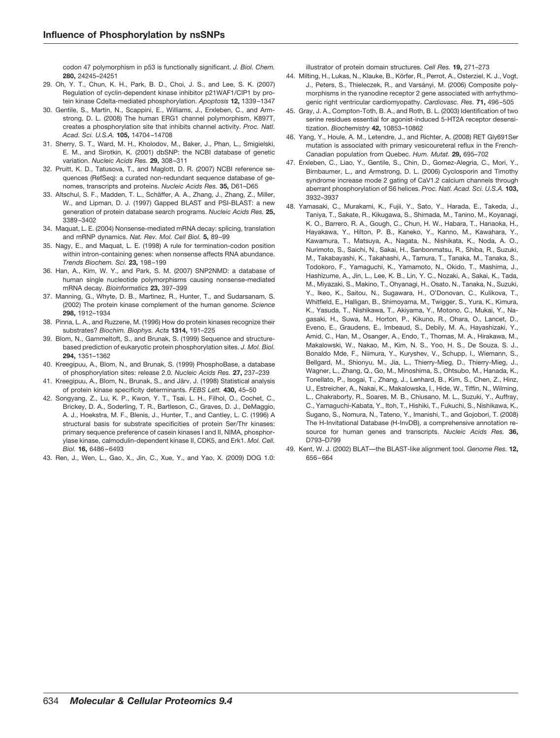codon 47 polymorphism in p53 is functionally significant. *J. Biol. Chem.* **280,** 24245–24251

29. Oh, Y. T., Chun, K. H., Park, B. D., Choi, J. S., and Lee, S. K. (2007) Regulation of cyclin-dependent kinase inhibitor p21WAF1/CIP1 by protein kinase Cdelta-mediated phosphorylation. *Apoptosis* **12,** 1339–1347
30. Gentile, S., Martin, N., Scappini, E., Williams, J., Erxleben, C., and Armstrong, D. L. (2008) The human ERG1 channel polymorphism, K897T, creates a phosphorylation site that inhibits channel activity. *Proc. Natl. Acad. Sci. U.S.A.* **105,** 14704–14708
31. Sherry, S. T., Ward, M. H., Kholodov, M., Baker, J., Phan, L., Smigielski, E. M., and Sirotkin, K. (2001) dbSNP: the NCBI database of genetic variation. *Nucleic Acids Res.* **29,** 308–311
32. Pruitt, K. D., Tatusova, T., and Maglott, D. R. (2007) NCBI reference sequences (RefSeq): a curated non-redundant sequence database of genomes, transcripts and proteins. *Nucleic Acids Res.* **35,** D61–D65
33. Altschul, S. F., Madden, T. L., Schäffer, A. A., Zhang, J., Zhang, Z., Miller, W., and Lipman, D. J. (1997) Gapped BLAST and PSI-BLAST: a new generation of protein database search programs. *Nucleic Acids Res.* **25,** 3389–3402
34. Maquat, L. E. (2004) Nonsense-mediated mRNA decay: splicing, translation and mRNP dynamics. *Nat. Rev. Mol. Cell Biol.* **5,** 89–99
35. Nagy, E., and Maquat, L. E. (1998) A rule for termination-codon position within intron-containing genes: when nonsense affects RNA abundance. *Trends Biochem. Sci.* **23,** 198–199
36. Han, A., Kim, W. Y., and Park, S. M. (2007) SNP2NMD: a database of human single nucleotide polymorphisms causing nonsense-mediated mRNA decay. *Bioinformatics* **23,** 397–399
37. Manning, G., Whyte, D. B., Martinez, R., Hunter, T., and Sudarsanam, S. (2002) The protein kinase complement of the human genome. *Science* **298,** 1912–1934
38. Pinna, L. A., and Ruzzene, M. (1996) How do protein kinases recognize their substrates? *Biochim. Biophys. Acta* **1314,** 191–225
39. Blom, N., Gammeltoft, S., and Brunak, S. (1999) Sequence and structure-based prediction of eukaryotic protein phosphorylation sites. *J. Mol. Biol.* **294,** 1351–1362
40. Kreegipuu, A., Blom, N., and Brunak, S. (1999) PhosphoBase, a database of phosphorylation sites: release 2.0. *Nucleic Acids Res.* **27,** 237–239
41. Kreegipuu, A., Blom, N., Brunak, S., and Järv, J. (1998) Statistical analysis of protein kinase specificity determinants. *FEBS Lett.* **430,** 45–50
42. Songyang, Z., Lu, K. P., Kwon, Y. T., Tsai, L. H., Filhol, O., Cochet, C., Brickey, D. A., Soderling, T. R., Bartleson, C., Graves, D. J., DeMaggio, A. J., Hoekstra, M. F., Blenis, J., Hunter, T., and Cantley, L. C. (1996) A structural basis for substrate specificities of protein Ser/Thr kinases: primary sequence preference of casein kinases I and II, NIMA, phosphorylase kinase, calmodulin-dependent kinase II, CDK5, and Erk1. *Mol. Cell. Biol.* **16,** 6486–6493
43. Ren, J., Wen, L., Gao, X., Jin, C., Xue, Y., and Yao, X. (2009) DOG 1.0: illustrator of protein domain structures. *Cell Res.* **19,** 271–273
44. Milting, H., Lukas, N., Klauke, B., Körfer, R., Perrot, A., Osterziel, K. J., Vogt, J., Peters, S., Thieleczek, R., and Varsányi, M. (2006) Composite polymorphisms in the ryanodine receptor 2 gene associated with arrhythmogenic right ventricular cardiomyopathy. *Cardiovasc. Res.* **71,** 496–505
45. Gray, J. A., Compton-Toth, B. A., and Roth, B. L. (2003) Identification of two serine residues essential for agonist-induced 5-HT2A receptor desensitization. *Biochemistry* **42,** 10853–10862
46. Yang, Y., Houle, A. M., Letendre, J., and Richter, A. (2008) RET Gly691Ser mutation is associated with primary vesicoureteral reflux in the French-Canadian population from Quebec. *Hum. Mutat.* **29,** 695–702
47. Erxleben, C., Liao, Y., Gentile, S., Chin, D., Gomez-Alegria, C., Mori, Y., Birnbaumer, L., and Armstrong, D. L. (2006) Cyclosporin and Timothy syndrome increase mode 2 gating of CaV1.2 calcium channels through aberrant phosphorylation of S6 helices. *Proc. Natl. Acad. Sci. U.S.A.* **103,** 3932–3937
48. Yamasaki, C., Murakami, K., Fujii, Y., Sato, Y., Harada, E., Takeda, J., Taniya, T., Sakate, R., Kikugawa, S., Shimada, M., Tanino, M., Koyanagi, K. O., Barrero, R. A., Gough, C., Chun, H. W., Habara, T., Hanaoka, H., Hayakawa, Y., Hilton, P. B., Kaneko, Y., Kanno, M., Kawahara, Y., Kawamura, T., Matsuya, A., Nagata, N., Nishikata, K., Noda, A. O., Nurimoto, S., Saichi, N., Sakai, H., Sanbonmatsu, R., Shiba, R., Suzuki, M., Takabayashi, K., Takahashi, A., Tamura, T., Tanaka, M., Tanaka, S., Todokoro, F., Yamaguchi, K., Yamamoto, N., Okido, T., Mashima, J., Hashizume, A., Jin, L., Lee, K. B., Lin, Y. C., Nozaki, A., Sakai, K., Tada, M., Miyazaki, S., Makino, T., Ohyanagi, H., Osato, N., Tanaka, N., Suzuki, Y., Ikeo, K., Saitou, N., Sugawara, H., O'Donovan, C., Kulikova, T., Whitfield, E., Halligan, B., Shimoyama, M., Twigger, S., Yura, K., Kimura, K., Yasuda, T., Nishikawa, T., Akiyama, Y., Motono, C., Mukai, Y., Nagasaki, H., Suwa, M., Horton, P., Kikuno, R., Ohara, O., Lancet, D., Eveno, E., Graudens, E., Imbeaud, S., Debily, M. A., Hayashizaki, Y., Amid, C., Han, M., Osanger, A., Endo, T., Thomas, M. A., Hirakawa, M., Makalowski, W., Nakao, M., Kim, N. S., Yoo, H. S., De Souza, S. J., Bonaldo Mde, F., Niimura, Y., Kuryshev, V., Schupp, I., Wiemann, S., Bellgard, M., Shionyu, M., Jia, L., Thierry-Mieg, D., Thierry-Mieg, J., Wagner, L., Zhang, Q., Go, M., Minoshima, S., Ohtsubo, M., Hanada, K., Tonellato, P., Isogai, T., Zhang, J., Lenhard, B., Kim, S., Chen, Z., Hinz, U., Estreicher, A., Nakai, K., Makalowska, I., Hide, W., Tiffin, N., Wilming, L., Chakraborty, R., Soares, M. B., Chiusano, M. L., Suzuki, Y., Auffray, C., Yamaguchi-Kabata, Y., Itoh, T., Hishiki, T., Fukuchi, S., Nishikawa, K., Sugano, S., Nomura, N., Tateno, Y., Imanishi, T., and Gojobori, T. (2008) The H-Invitational Database (H-InvDB), a comprehensive annotation resource for human genes and transcripts. *Nucleic Acids Res.* **36,** D793–D799
49. Kent, W. J. (2002) BLAT—the BLAST-like alignment tool. *Genome Res.* **12,** 656–664